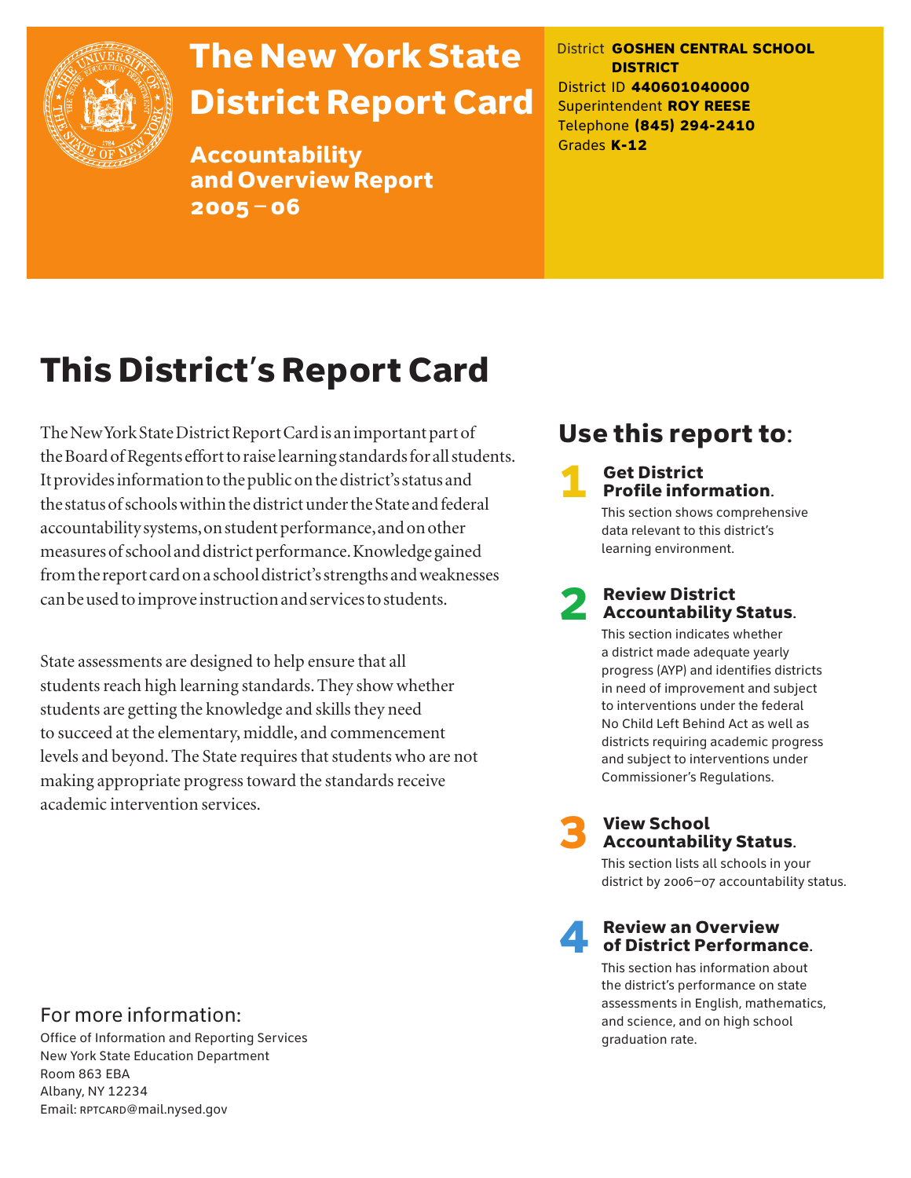# The New York State District Report Card

## Accountability and Overview Report 2005–06

District **GOSHEN CENTRAL SCHOOL DISTRICT**
District ID **440601040000**
Superintendent **ROY REESE**
Telephone **(845) 294-2410**
Grades **K-12**

# This District's Report Card

The New York State District Report Card is an important part of the Board of Regents effort to raise learning standards for all students. It provides information to the public on the district's status and the status of schools within the district under the State and federal accountability systems, on student performance, and on other measures of school and district performance. Knowledge gained from the report card on a school district's strengths and weaknesses can be used to improve instruction and services to students.

State assessments are designed to help ensure that all students reach high learning standards. They show whether students are getting the knowledge and skills they need to succeed at the elementary, middle, and commencement levels and beyond. The State requires that students who are not making appropriate progress toward the standards receive academic intervention services.

## Use this report to:

**1 Get District Profile information.**
This section shows comprehensive data relevant to this district's learning environment.

**2 Review District Accountability Status.**
This section indicates whether a district made adequate yearly progress (AYP) and identifies districts in need of improvement and subject to interventions under the federal No Child Left Behind Act as well as districts requiring academic progress and subject to interventions under Commissioner's Regulations.

**3 View School Accountability Status.**
This section lists all schools in your district by 2006–07 accountability status.

**4 Review an Overview of District Performance.**
This section has information about the district's performance on state assessments in English, mathematics, and science, and on high school graduation rate.

For more information:
Office of Information and Reporting Services
New York State Education Department
Room 863 EBA
Albany, NY 12234
Email: RPTCARD@mail.nysed.gov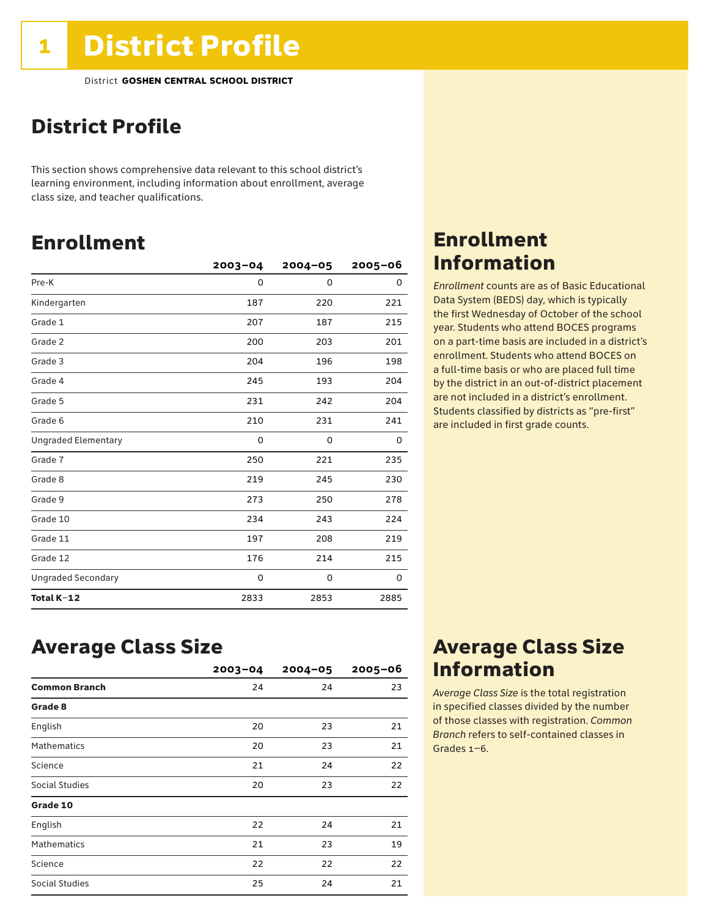# District Profile

District **GOSHEN CENTRAL SCHOOL DISTRICT**

## District Profile

This section shows comprehensive data relevant to this school district's learning environment, including information about enrollment, average class size, and teacher qualifications.

## Enrollment

| | 2003–04 | 2004–05 | 2005–06 |
|---|---|---|---|
| Pre-K | 0 | 0 | 0 |
| Kindergarten | 187 | 220 | 221 |
| Grade 1 | 207 | 187 | 215 |
| Grade 2 | 200 | 203 | 201 |
| Grade 3 | 204 | 196 | 198 |
| Grade 4 | 245 | 193 | 204 |
| Grade 5 | 231 | 242 | 204 |
| Grade 6 | 210 | 231 | 241 |
| Ungraded Elementary | 0 | 0 | 0 |
| Grade 7 | 250 | 221 | 235 |
| Grade 8 | 219 | 245 | 230 |
| Grade 9 | 273 | 250 | 278 |
| Grade 10 | 234 | 243 | 224 |
| Grade 11 | 197 | 208 | 219 |
| Grade 12 | 176 | 214 | 215 |
| Ungraded Secondary | 0 | 0 | 0 |
| **Total K–12** | 2833 | 2853 | 2885 |

## Enrollment Information

*Enrollment* counts are as of Basic Educational Data System (BEDS) day, which is typically the first Wednesday of October of the school year. Students who attend BOCES programs on a part-time basis are included in a district's enrollment. Students who attend BOCES on a full-time basis or who are placed full time by the district in an out-of-district placement are not included in a district's enrollment. Students classified by districts as "pre-first" are included in first grade counts.

## Average Class Size

| | 2003–04 | 2004–05 | 2005–06 |
|---|---|---|---|
| **Common Branch** | 24 | 24 | 23 |
| **Grade 8** | | | |
| English | 20 | 23 | 21 |
| Mathematics | 20 | 23 | 21 |
| Science | 21 | 24 | 22 |
| Social Studies | 20 | 23 | 22 |
| **Grade 10** | | | |
| English | 22 | 24 | 21 |
| Mathematics | 21 | 23 | 19 |
| Science | 22 | 22 | 22 |
| Social Studies | 25 | 24 | 21 |

## Average Class Size Information

*Average Class Size* is the total registration in specified classes divided by the number of those classes with registration. *Common Branch* refers to self-contained classes in Grades 1–6.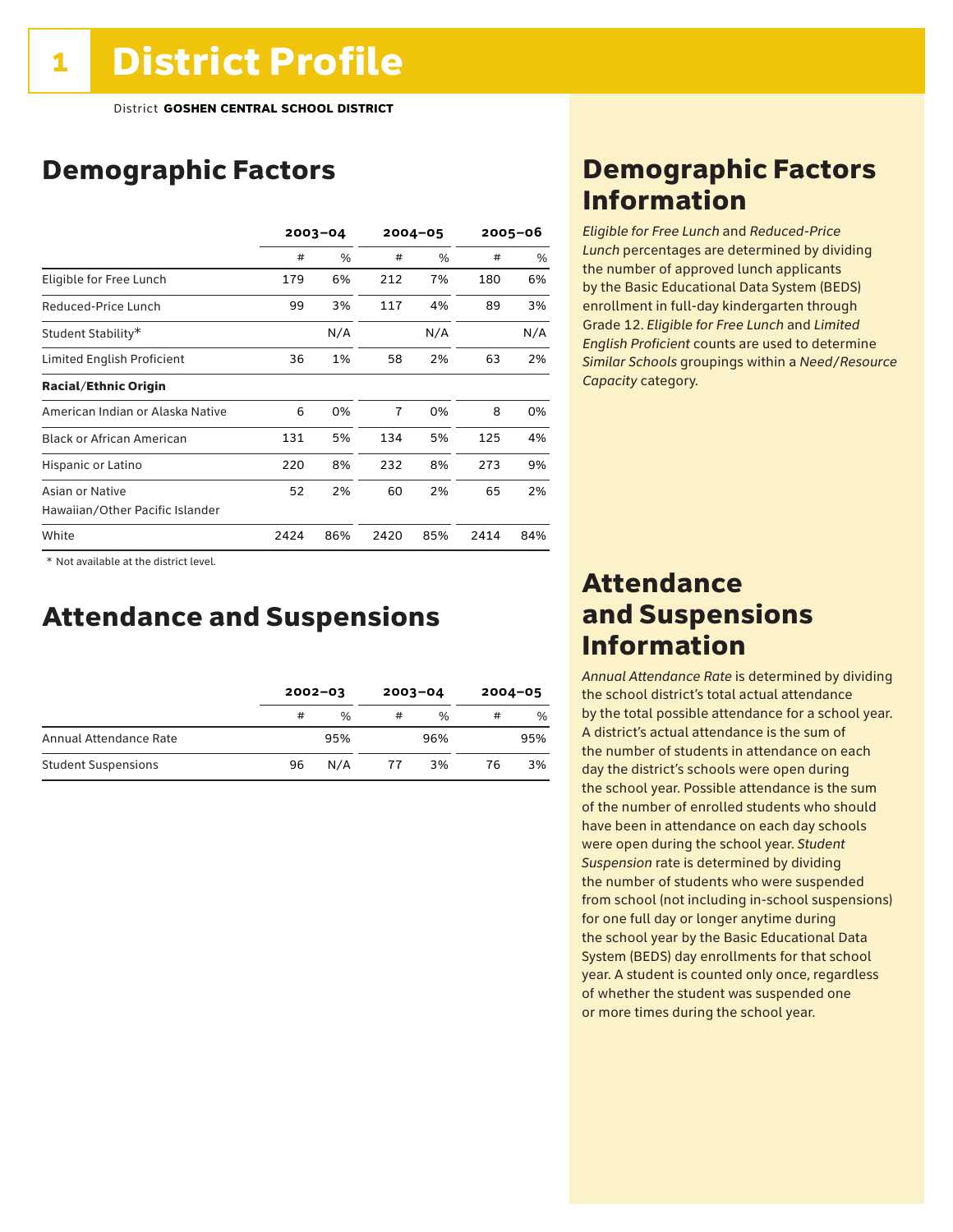# 1 District Profile

District **GOSHEN CENTRAL SCHOOL DISTRICT**

## Demographic Factors

| | 2003–04 | | 2004–05 | | 2005–06 | |
|---|---|---|---|---|---|---|
| | # | % | # | % | # | % |
| Eligible for Free Lunch | 179 | 6% | 212 | 7% | 180 | 6% |
| Reduced-Price Lunch | 99 | 3% | 117 | 4% | 89 | 3% |
| Student Stability* | | N/A | | N/A | | N/A |
| Limited English Proficient | 36 | 1% | 58 | 2% | 63 | 2% |
| **Racial/Ethnic Origin** | | | | | | |
| American Indian or Alaska Native | 6 | 0% | 7 | 0% | 8 | 0% |
| Black or African American | 131 | 5% | 134 | 5% | 125 | 4% |
| Hispanic or Latino | 220 | 8% | 232 | 8% | 273 | 9% |
| Asian or Native Hawaiian/Other Pacific Islander | 52 | 2% | 60 | 2% | 65 | 2% |
| White | 2424 | 86% | 2420 | 85% | 2414 | 84% |

* Not available at the district level.

## Attendance and Suspensions

| | 2002–03 | | 2003–04 | | 2004–05 | |
|---|---|---|---|---|---|---|
| | # | % | # | % | # | % |
| Annual Attendance Rate | | 95% | | 96% | | 95% |
| Student Suspensions | 96 | N/A | 77 | 3% | 76 | 3% |

## Demographic Factors Information

*Eligible for Free Lunch* and *Reduced-Price Lunch* percentages are determined by dividing the number of approved lunch applicants by the Basic Educational Data System (BEDS) enrollment in full-day kindergarten through Grade 12. *Eligible for Free Lunch* and *Limited English Proficient* counts are used to determine *Similar Schools* groupings within a *Need/Resource Capacity* category.

## Attendance and Suspensions Information

*Annual Attendance Rate* is determined by dividing the school district's total actual attendance by the total possible attendance for a school year. A district's actual attendance is the sum of the number of students in attendance on each day the district's schools were open during the school year. Possible attendance is the sum of the number of enrolled students who should have been in attendance on each day schools were open during the school year. *Student Suspension* rate is determined by dividing the number of students who were suspended from school (not including in-school suspensions) for one full day or longer anytime during the school year by the Basic Educational Data System (BEDS) day enrollments for that school year. A student is counted only once, regardless of whether the student was suspended one or more times during the school year.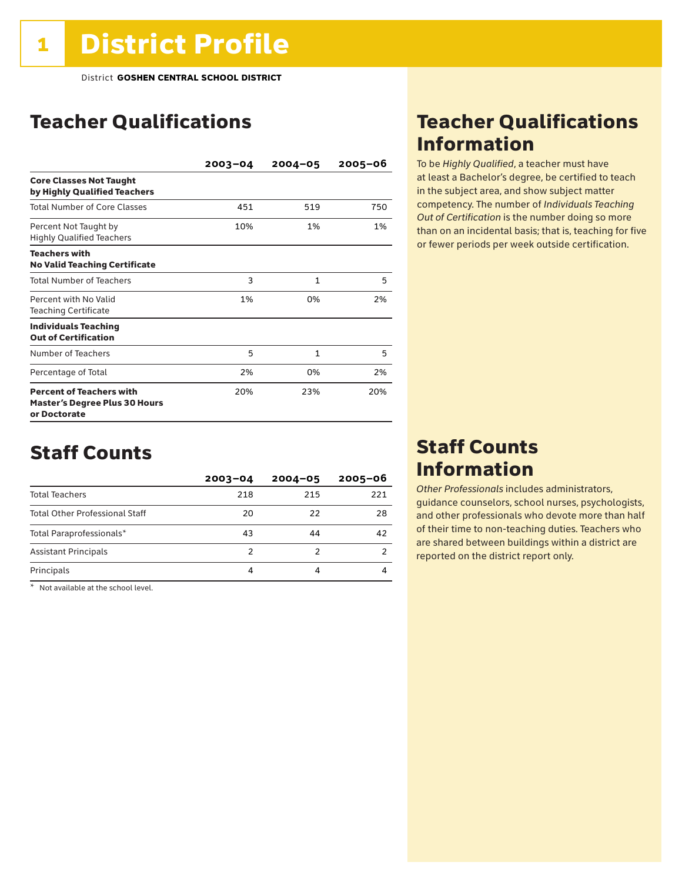# 1 District Profile

District **GOSHEN CENTRAL SCHOOL DISTRICT**

## Teacher Qualifications

| | 2003–04 | 2004–05 | 2005–06 |
|---|---|---|---|
| **Core Classes Not Taught by Highly Qualified Teachers** | | | |
| Total Number of Core Classes | 451 | 519 | 750 |
| Percent Not Taught by Highly Qualified Teachers | 10% | 1% | 1% |
| **Teachers with No Valid Teaching Certificate** | | | |
| Total Number of Teachers | 3 | 1 | 5 |
| Percent with No Valid Teaching Certificate | 1% | 0% | 2% |
| **Individuals Teaching Out of Certification** | | | |
| Number of Teachers | 5 | 1 | 5 |
| Percentage of Total | 2% | 0% | 2% |
| **Percent of Teachers with Master's Degree Plus 30 Hours or Doctorate** | 20% | 23% | 20% |

## Teacher Qualifications Information

To be *Highly Qualified*, a teacher must have at least a Bachelor's degree, be certified to teach in the subject area, and show subject matter competency. The number of *Individuals Teaching Out of Certification* is the number doing so more than on an incidental basis; that is, teaching for five or fewer periods per week outside certification.

## Staff Counts

| | 2003–04 | 2004–05 | 2005–06 |
|---|---|---|---|
| Total Teachers | 218 | 215 | 221 |
| Total Other Professional Staff | 20 | 22 | 28 |
| Total Paraprofessionals* | 43 | 44 | 42 |
| Assistant Principals | 2 | 2 | 2 |
| Principals | 4 | 4 | 4 |

\* Not available at the school level.

## Staff Counts Information

*Other Professionals* includes administrators, guidance counselors, school nurses, psychologists, and other professionals who devote more than half of their time to non-teaching duties. Teachers who are shared between buildings within a district are reported on the district report only.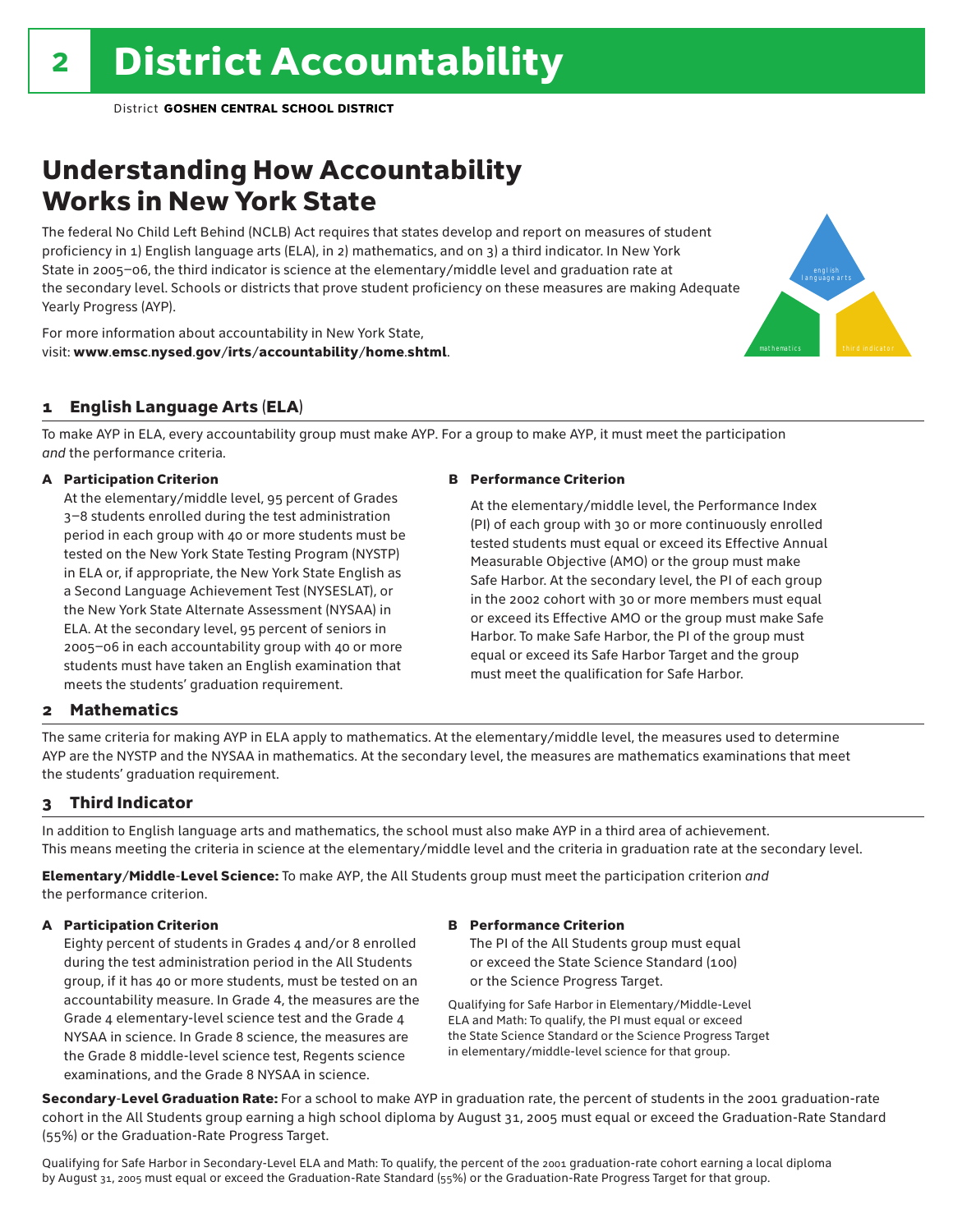# District Accountability

District **GOSHEN CENTRAL SCHOOL DISTRICT**

## Understanding How Accountability Works in New York State

The federal No Child Left Behind (NCLB) Act requires that states develop and report on measures of student proficiency in 1) English language arts (ELA), in 2) mathematics, and on 3) a third indicator. In New York State in 2005–06, the third indicator is science at the elementary/middle level and graduation rate at the secondary level. Schools or districts that prove student proficiency on these measures are making Adequate Yearly Progress (AYP).

For more information about accountability in New York State, visit: **www.emsc.nysed.gov/irts/accountability/home.shtml**.

english language arts

mathematics

third indicator

### 1 English Language Arts (ELA)

To make AYP in ELA, every accountability group must make AYP. For a group to make AYP, it must meet the participation *and* the performance criteria.

**A Participation Criterion**

At the elementary/middle level, 95 percent of Grades 3–8 students enrolled during the test administration period in each group with 40 or more students must be tested on the New York State Testing Program (NYSTP) in ELA or, if appropriate, the New York State English as a Second Language Achievement Test (NYSESLAT), or the New York State Alternate Assessment (NYSAA) in ELA. At the secondary level, 95 percent of seniors in 2005–06 in each accountability group with 40 or more students must have taken an English examination that meets the students' graduation requirement.

**B Performance Criterion**

At the elementary/middle level, the Performance Index (PI) of each group with 30 or more continuously enrolled tested students must equal or exceed its Effective Annual Measurable Objective (AMO) or the group must make Safe Harbor. At the secondary level, the PI of each group in the 2002 cohort with 30 or more members must equal or exceed its Effective AMO or the group must make Safe Harbor. To make Safe Harbor, the PI of the group must equal or exceed its Safe Harbor Target and the group must meet the qualification for Safe Harbor.

### 2 Mathematics

The same criteria for making AYP in ELA apply to mathematics. At the elementary/middle level, the measures used to determine AYP are the NYSTP and the NYSAA in mathematics. At the secondary level, the measures are mathematics examinations that meet the students' graduation requirement.

### 3 Third Indicator

In addition to English language arts and mathematics, the school must also make AYP in a third area of achievement. This means meeting the criteria in science at the elementary/middle level and the criteria in graduation rate at the secondary level.

**Elementary/Middle-Level Science:** To make AYP, the All Students group must meet the participation criterion *and* the performance criterion.

**A Participation Criterion**

Eighty percent of students in Grades 4 and/or 8 enrolled during the test administration period in the All Students group, if it has 40 or more students, must be tested on an accountability measure. In Grade 4, the measures are the Grade 4 elementary-level science test and the Grade 4 NYSAA in science. In Grade 8 science, the measures are the Grade 8 middle-level science test, Regents science examinations, and the Grade 8 NYSAA in science.

**B Performance Criterion**

The PI of the All Students group must equal or exceed the State Science Standard (100) or the Science Progress Target.

Qualifying for Safe Harbor in Elementary/Middle-Level ELA and Math: To qualify, the PI must equal or exceed the State Science Standard or the Science Progress Target in elementary/middle-level science for that group.

**Secondary-Level Graduation Rate:** For a school to make AYP in graduation rate, the percent of students in the 2001 graduation-rate cohort in the All Students group earning a high school diploma by August 31, 2005 must equal or exceed the Graduation-Rate Standard (55%) or the Graduation-Rate Progress Target.

Qualifying for Safe Harbor in Secondary-Level ELA and Math: To qualify, the percent of the 2001 graduation-rate cohort earning a local diploma by August 31, 2005 must equal or exceed the Graduation-Rate Standard (55%) or the Graduation-Rate Progress Target for that group.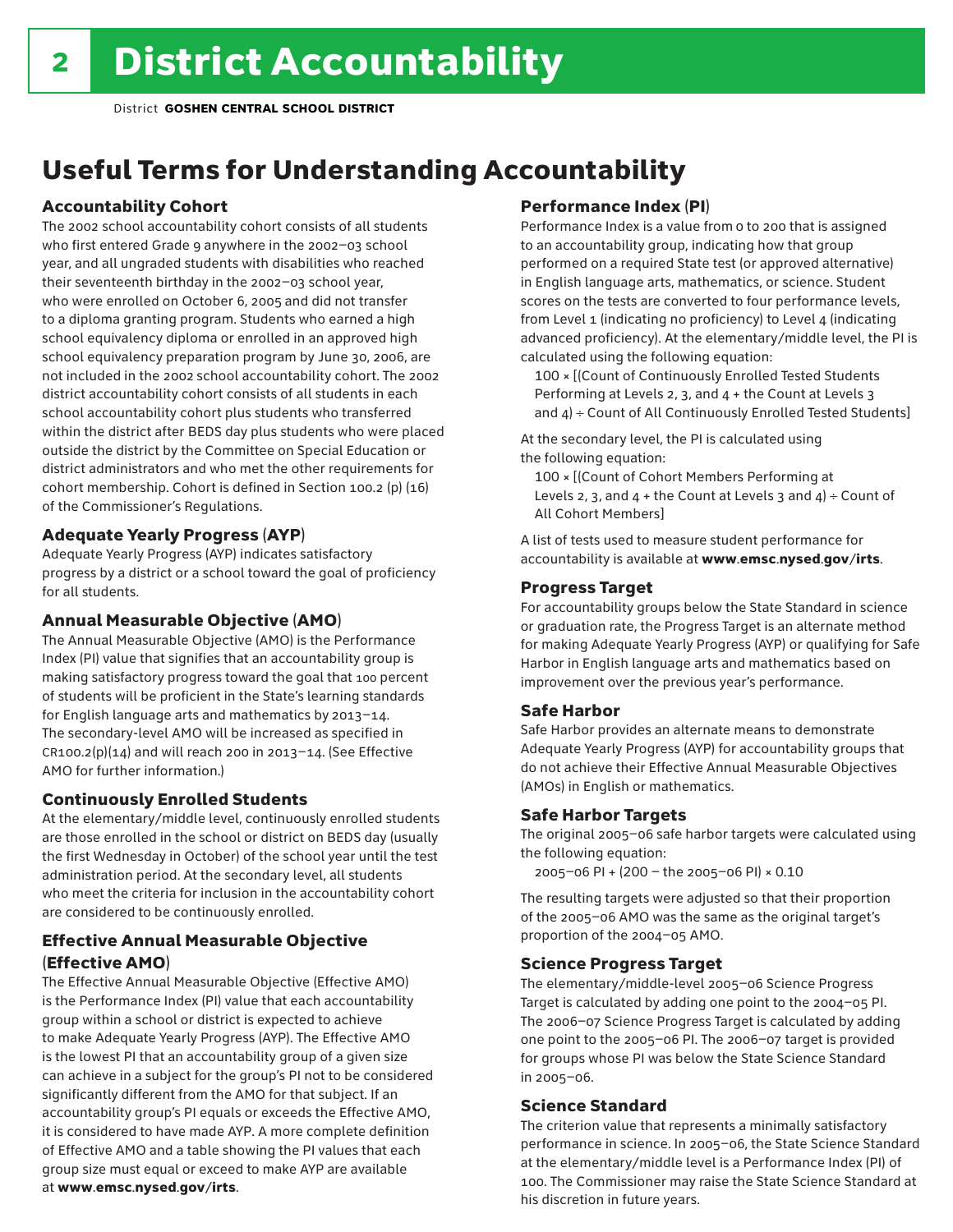# District Accountability

District **GOSHEN CENTRAL SCHOOL DISTRICT**

## Useful Terms for Understanding Accountability

### Accountability Cohort

The 2002 school accountability cohort consists of all students who first entered Grade 9 anywhere in the 2002–03 school year, and all ungraded students with disabilities who reached their seventeenth birthday in the 2002–03 school year, who were enrolled on October 6, 2005 and did not transfer to a diploma granting program. Students who earned a high school equivalency diploma or enrolled in an approved high school equivalency preparation program by June 30, 2006, are not included in the 2002 school accountability cohort. The 2002 district accountability cohort consists of all students in each school accountability cohort plus students who transferred within the district after BEDS day plus students who were placed outside the district by the Committee on Special Education or district administrators and who met the other requirements for cohort membership. Cohort is defined in Section 100.2 (p) (16) of the Commissioner's Regulations.

### Adequate Yearly Progress (AYP)

Adequate Yearly Progress (AYP) indicates satisfactory progress by a district or a school toward the goal of proficiency for all students.

### Annual Measurable Objective (AMO)

The Annual Measurable Objective (AMO) is the Performance Index (PI) value that signifies that an accountability group is making satisfactory progress toward the goal that 100 percent of students will be proficient in the State's learning standards for English language arts and mathematics by 2013–14. The secondary-level AMO will be increased as specified in CR100.2(p)(14) and will reach 200 in 2013–14. (See Effective AMO for further information.)

### Continuously Enrolled Students

At the elementary/middle level, continuously enrolled students are those enrolled in the school or district on BEDS day (usually the first Wednesday in October) of the school year until the test administration period. At the secondary level, all students who meet the criteria for inclusion in the accountability cohort are considered to be continuously enrolled.

### Effective Annual Measurable Objective (Effective AMO)

The Effective Annual Measurable Objective (Effective AMO) is the Performance Index (PI) value that each accountability group within a school or district is expected to achieve to make Adequate Yearly Progress (AYP). The Effective AMO is the lowest PI that an accountability group of a given size can achieve in a subject for the group's PI not to be considered significantly different from the AMO for that subject. If an accountability group's PI equals or exceeds the Effective AMO, it is considered to have made AYP. A more complete definition of Effective AMO and a table showing the PI values that each group size must equal or exceed to make AYP are available at **www.emsc.nysed.gov/irts**.

### Performance Index (PI)

Performance Index is a value from 0 to 200 that is assigned to an accountability group, indicating how that group performed on a required State test (or approved alternative) in English language arts, mathematics, or science. Student scores on the tests are converted to four performance levels, from Level 1 (indicating no proficiency) to Level 4 (indicating advanced proficiency). At the elementary/middle level, the PI is calculated using the following equation:

100 × [(Count of Continuously Enrolled Tested Students Performing at Levels 2, 3, and 4 + the Count at Levels 3 and 4) ÷ Count of All Continuously Enrolled Tested Students]

At the secondary level, the PI is calculated using the following equation:

100 × [(Count of Cohort Members Performing at Levels 2, 3, and 4 + the Count at Levels 3 and 4) ÷ Count of All Cohort Members]

A list of tests used to measure student performance for accountability is available at **www.emsc.nysed.gov/irts**.

### Progress Target

For accountability groups below the State Standard in science or graduation rate, the Progress Target is an alternate method for making Adequate Yearly Progress (AYP) or qualifying for Safe Harbor in English language arts and mathematics based on improvement over the previous year's performance.

### Safe Harbor

Safe Harbor provides an alternate means to demonstrate Adequate Yearly Progress (AYP) for accountability groups that do not achieve their Effective Annual Measurable Objectives (AMOs) in English or mathematics.

### Safe Harbor Targets

The original 2005–06 safe harbor targets were calculated using the following equation:

2005–06 PI + (200 – the 2005–06 PI) × 0.10

The resulting targets were adjusted so that their proportion of the 2005–06 AMO was the same as the original target's proportion of the 2004–05 AMO.

### Science Progress Target

The elementary/middle-level 2005–06 Science Progress Target is calculated by adding one point to the 2004–05 PI. The 2006–07 Science Progress Target is calculated by adding one point to the 2005–06 PI. The 2006–07 target is provided for groups whose PI was below the State Science Standard in 2005–06.

### Science Standard

The criterion value that represents a minimally satisfactory performance in science. In 2005–06, the State Science Standard at the elementary/middle level is a Performance Index (PI) of 100. The Commissioner may raise the State Science Standard at his discretion in future years.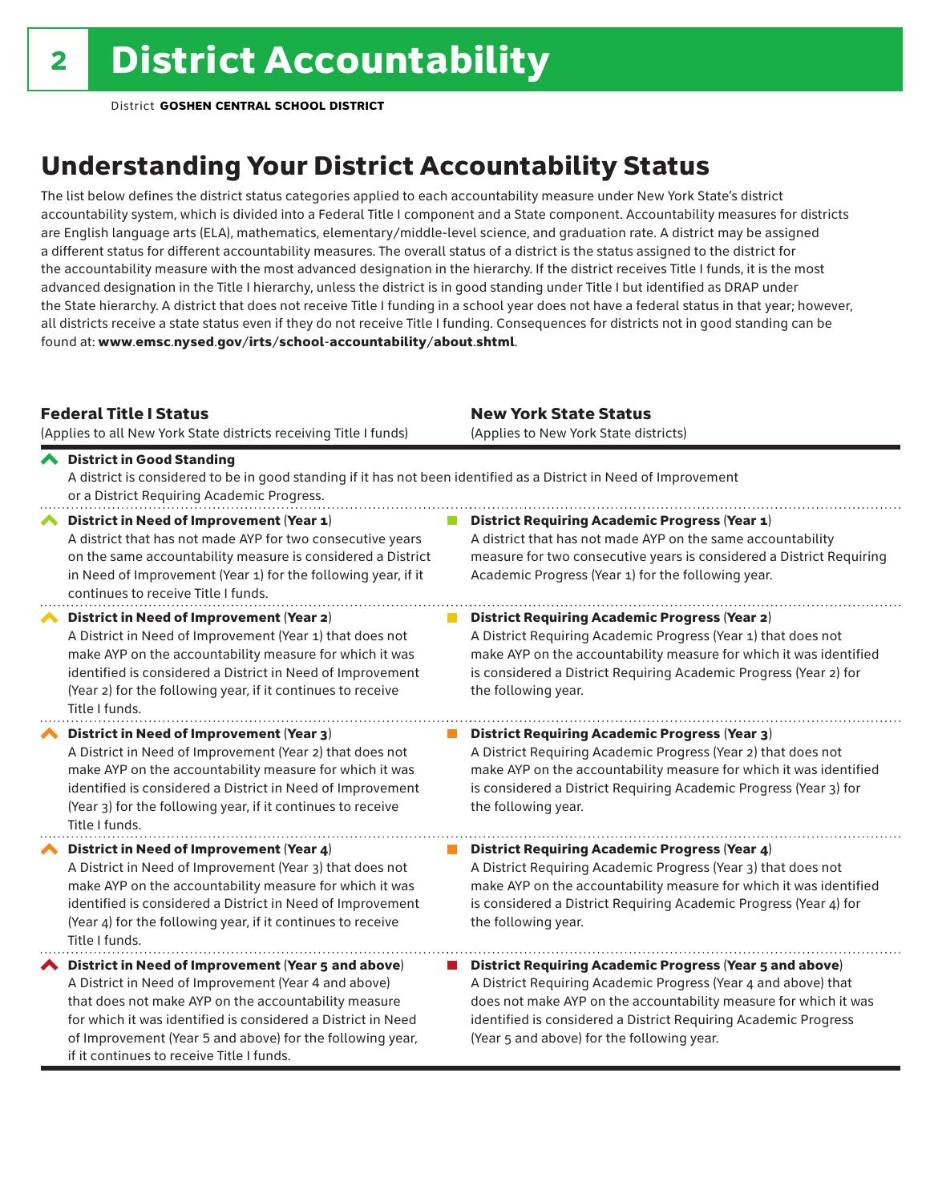# District Accountability

District **GOSHEN CENTRAL SCHOOL DISTRICT**

## Understanding Your District Accountability Status

The list below defines the district status categories applied to each accountability measure under New York State's district accountability system, which is divided into a Federal Title I component and a State component. Accountability measures for districts are English language arts (ELA), mathematics, elementary/middle-level science, and graduation rate. A district may be assigned a different status for different accountability measures. The overall status of a district is the status assigned to the district for the accountability measure with the most advanced designation in the hierarchy. If the district receives Title I funds, it is the most advanced designation in the Title I hierarchy, unless the district is in good standing under Title I but identified as DRAP under the State hierarchy. A district that does not receive Title I funding in a school year does not have a federal status in that year; however, all districts receive a state status even if they do not receive Title I funding. Consequences for districts not in good standing can be found at: **www.emsc.nysed.gov/irts/school-accountability/about.shtml**.

| **Federal Title I Status** (Applies to all New York State districts receiving Title I funds) | **New York State Status** (Applies to New York State districts) |
|---|---|
| **District in Good Standing** A district is considered to be in good standing if it has not been identified as a District in Need of Improvement or a District Requiring Academic Progress. | |
| **District in Need of Improvement (Year 1)** A district that has not made AYP for two consecutive years on the same accountability measure is considered a District in Need of Improvement (Year 1) for the following year, if it continues to receive Title I funds. | **District Requiring Academic Progress (Year 1)** A district that has not made AYP on the same accountability measure for two consecutive years is considered a District Requiring Academic Progress (Year 1) for the following year. |
| **District in Need of Improvement (Year 2)** A District in Need of Improvement (Year 1) that does not make AYP on the accountability measure for which it was identified is considered a District in Need of Improvement (Year 2) for the following year, if it continues to receive Title I funds. | **District Requiring Academic Progress (Year 2)** A District Requiring Academic Progress (Year 1) that does not make AYP on the accountability measure for which it was identified is considered a District Requiring Academic Progress (Year 2) for the following year. |
| **District in Need of Improvement (Year 3)** A District in Need of Improvement (Year 2) that does not make AYP on the accountability measure for which it was identified is considered a District in Need of Improvement (Year 3) for the following year, if it continues to receive Title I funds. | **District Requiring Academic Progress (Year 3)** A District Requiring Academic Progress (Year 2) that does not make AYP on the accountability measure for which it was identified is considered a District Requiring Academic Progress (Year 3) for the following year. |
| **District in Need of Improvement (Year 4)** A District in Need of Improvement (Year 3) that does not make AYP on the accountability measure for which it was identified is considered a District in Need of Improvement (Year 4) for the following year, if it continues to receive Title I funds. | **District Requiring Academic Progress (Year 4)** A District Requiring Academic Progress (Year 3) that does not make AYP on the accountability measure for which it was identified is considered a District Requiring Academic Progress (Year 4) for the following year. |
| **District in Need of Improvement (Year 5 and above)** A District in Need of Improvement (Year 4 and above) that does not make AYP on the accountability measure for which it was identified is considered a District in Need of Improvement (Year 5 and above) for the following year, if it continues to receive Title I funds. | **District Requiring Academic Progress (Year 5 and above)** A District Requiring Academic Progress (Year 4 and above) that does not make AYP on the accountability measure for which it was identified is considered a District Requiring Academic Progress (Year 5 and above) for the following year. |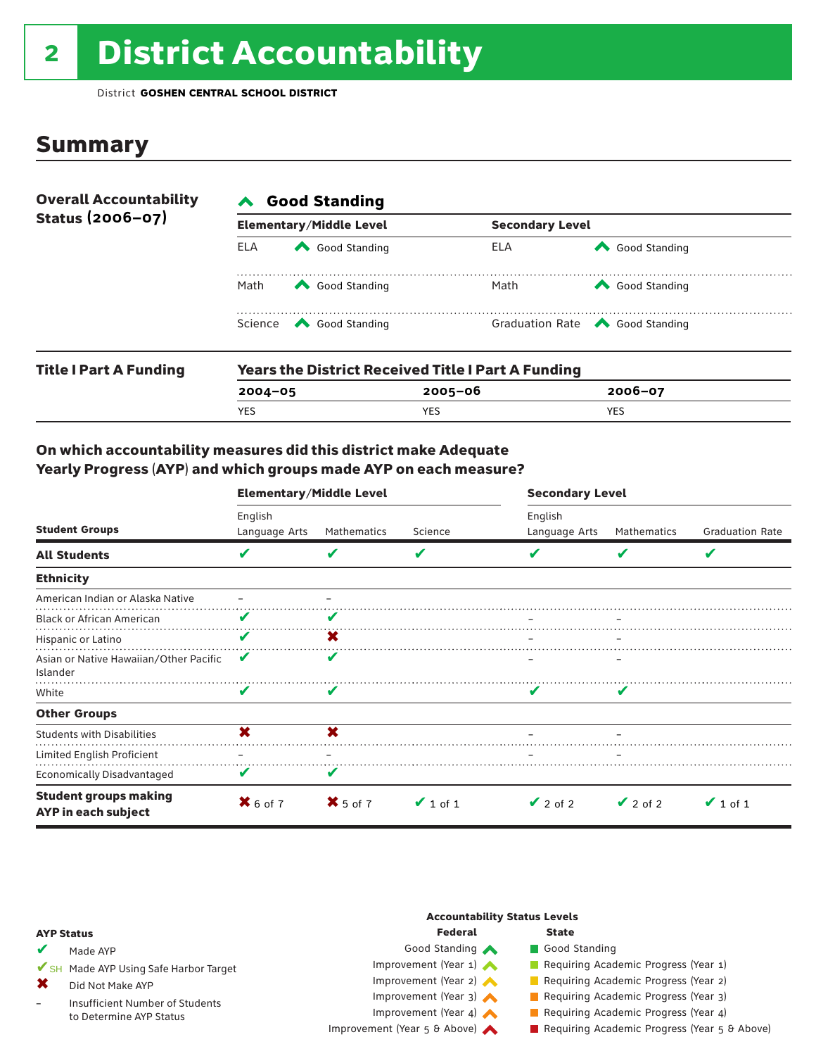# 2 District Accountability

District **GOSHEN CENTRAL SCHOOL DISTRICT**

## Summary

**Overall Accountability Status (2006–07)**

**Good Standing**

| Elementary/Middle Level | | Secondary Level | |
|---|---|---|---|
| ELA | Good Standing | ELA | Good Standing |
| Math | Good Standing | Math | Good Standing |
| Science | Good Standing | Graduation Rate | Good Standing |

**Title I Part A Funding**

**Years the District Received Title I Part A Funding**

| 2004–05 | 2005–06 | 2006–07 |
|---|---|---|
| YES | YES | YES |

### On which accountability measures did this district make Adequate Yearly Progress (AYP) and which groups made AYP on each measure?

| Student Groups | Elementary/Middle Level English Language Arts | Elementary/Middle Level Mathematics | Elementary/Middle Level Science | Secondary Level English Language Arts | Secondary Level Mathematics | Secondary Level Graduation Rate |
|---|---|---|---|---|---|---|
| **All Students** | ✔ | ✔ | ✔ | ✔ | ✔ | ✔ |
| **Ethnicity** | | | | | | |
| American Indian or Alaska Native | – | – | | | | |
| Black or African American | ✔ | ✔ | | – | – | |
| Hispanic or Latino | ✔ | ✖ | | – | – | |
| Asian or Native Hawaiian/Other Pacific Islander | ✔ | ✔ | | – | – | |
| White | ✔ | ✔ | | ✔ | ✔ | |
| **Other Groups** | | | | | | |
| Students with Disabilities | ✖ | ✖ | | – | – | |
| Limited English Proficient | – | – | | – | – | |
| Economically Disadvantaged | ✔ | ✔ | | | | |
| **Student groups making AYP in each subject** | ✖ 6 of 7 | ✖ 5 of 7 | ✔ 1 of 1 | ✔ 2 of 2 | ✔ 2 of 2 | ✔ 1 of 1 |

**AYP Status**

- ✔ Made AYP
- ✔SH Made AYP Using Safe Harbor Target
- ✖ Did Not Make AYP
- – Insufficient Number of Students to Determine AYP Status

**Accountability Status Levels**

| Federal | State |
|---|---|
| Good Standing | Good Standing |
| Improvement (Year 1) | Requiring Academic Progress (Year 1) |
| Improvement (Year 2) | Requiring Academic Progress (Year 2) |
| Improvement (Year 3) | Requiring Academic Progress (Year 3) |
| Improvement (Year 4) | Requiring Academic Progress (Year 4) |
| Improvement (Year 5 & Above) | Requiring Academic Progress (Year 5 & Above) |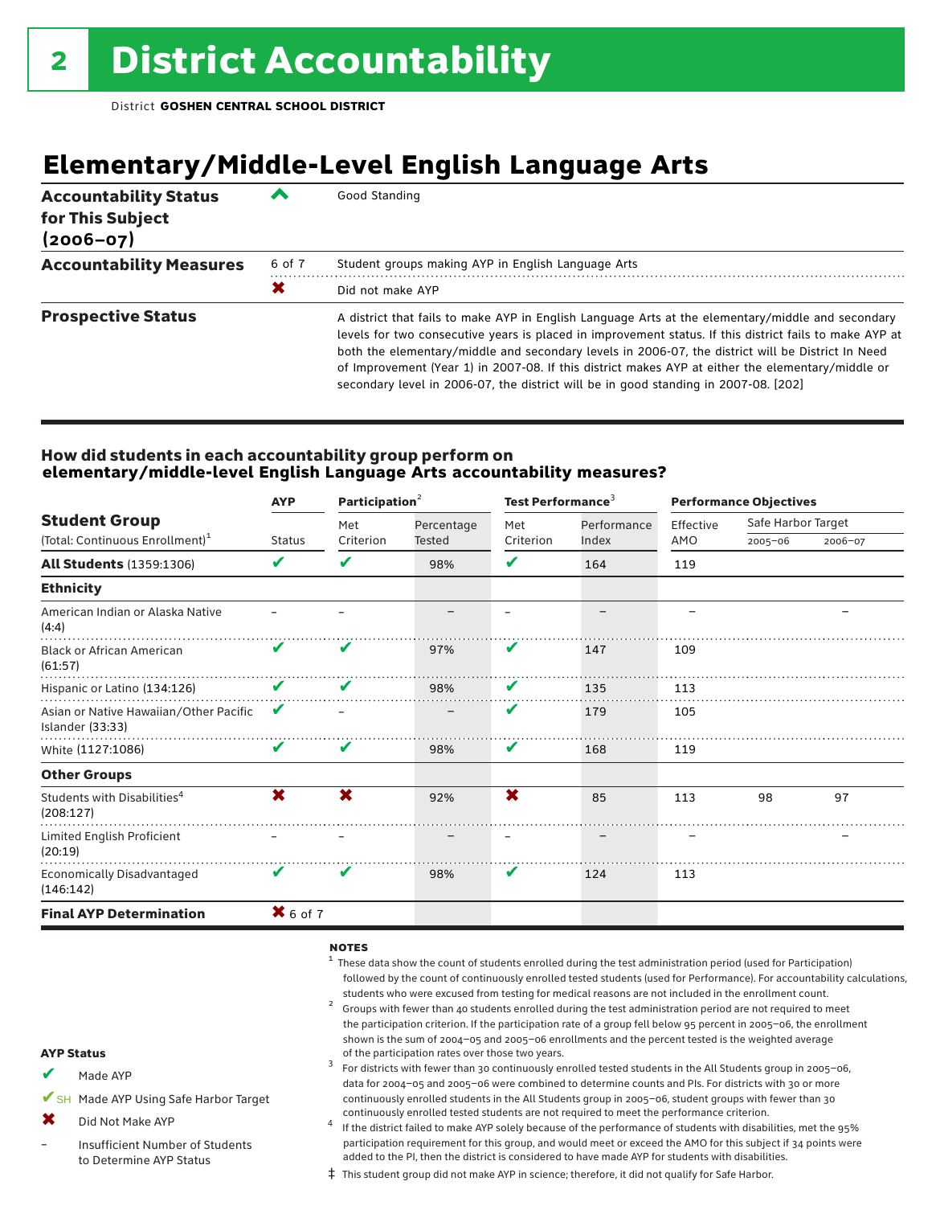# 2 District Accountability

District **GOSHEN CENTRAL SCHOOL DISTRICT**

## Elementary/Middle-Level English Language Arts

| | | |
|---|---|---|
| **Accountability Status for This Subject (2006–07)** | ^ | Good Standing |
| **Accountability Measures** | 6 of 7 | Student groups making AYP in English Language Arts |
| | ✖ | Did not make AYP |
| **Prospective Status** | | A district that fails to make AYP in English Language Arts at the elementary/middle and secondary levels for two consecutive years is placed in improvement status. If this district fails to make AYP at both the elementary/middle and secondary levels in 2006-07, the district will be District In Need of Improvement (Year 1) in 2007-08. If this district makes AYP at either the elementary/middle or secondary level in 2006-07, the district will be in good standing in 2007-08. [202] |

### How did students in each accountability group perform on elementary/middle-level English Language Arts accountability measures?

| Student Group (Total: Continuous Enrollment)[1] | AYP Status | Participation[2] Met Criterion | Participation[2] Percentage Tested | Test Performance[3] Met Criterion | Test Performance[3] Performance Index | Performance Objectives Effective AMO | Safe Harbor Target 2005–06 | Safe Harbor Target 2006–07 |
|---|---|---|---|---|---|---|---|---|
| **All Students** (1359:1306) | ✔ | ✔ | 98% | ✔ | 164 | 119 | | |
| **Ethnicity** | | | | | | | | |
| American Indian or Alaska Native (4:4) | – | – | – | – | – | – | | – |
| Black or African American (61:57) | ✔ | ✔ | 97% | ✔ | 147 | 109 | | |
| Hispanic or Latino (134:126) | ✔ | ✔ | 98% | ✔ | 135 | 113 | | |
| Asian or Native Hawaiian/Other Pacific Islander (33:33) | ✔ | – | – | ✔ | 179 | 105 | | |
| White (1127:1086) | ✔ | ✔ | 98% | ✔ | 168 | 119 | | |
| **Other Groups** | | | | | | | | |
| Students with Disabilities[4] (208:127) | ✖ | ✖ | 92% | ✖ | 85 | 113 | 98 | 97 |
| Limited English Proficient (20:19) | – | – | – | – | – | – | | – |
| Economically Disadvantaged (146:142) | ✔ | ✔ | 98% | ✔ | 124 | 113 | | |
| **Final AYP Determination** | ✖ 6 of 7 | | | | | | | |

**AYP Status**

- ✔ Made AYP
- ✔SH Made AYP Using Safe Harbor Target
- ✖ Did Not Make AYP
- – Insufficient Number of Students to Determine AYP Status

**NOTES**

[1] These data show the count of students enrolled during the test administration period (used for Participation) followed by the count of continuously enrolled tested students (used for Performance). For accountability calculations, students who were excused from testing for medical reasons are not included in the enrollment count.

[2] Groups with fewer than 40 students enrolled during the test administration period are not required to meet the participation criterion. If the participation rate of a group fell below 95 percent in 2005–06, the enrollment shown is the sum of 2004–05 and 2005–06 enrollments and the percent tested is the weighted average of the participation rates over those two years.

[3] For districts with fewer than 30 continuously enrolled tested students in the All Students group in 2005–06, data for 2004–05 and 2005–06 were combined to determine counts and PIs. For districts with 30 or more continuously enrolled students in the All Students group in 2005–06, student groups with fewer than 30 continuously enrolled tested students are not required to meet the performance criterion.

[4] If the district failed to make AYP solely because of the performance of students with disabilities, met the 95% participation requirement for this group, and would meet or exceed the AMO for this subject if 34 points were added to the PI, then the district is considered to have made AYP for students with disabilities.

‡ This student group did not make AYP in science; therefore, it did not qualify for Safe Harbor.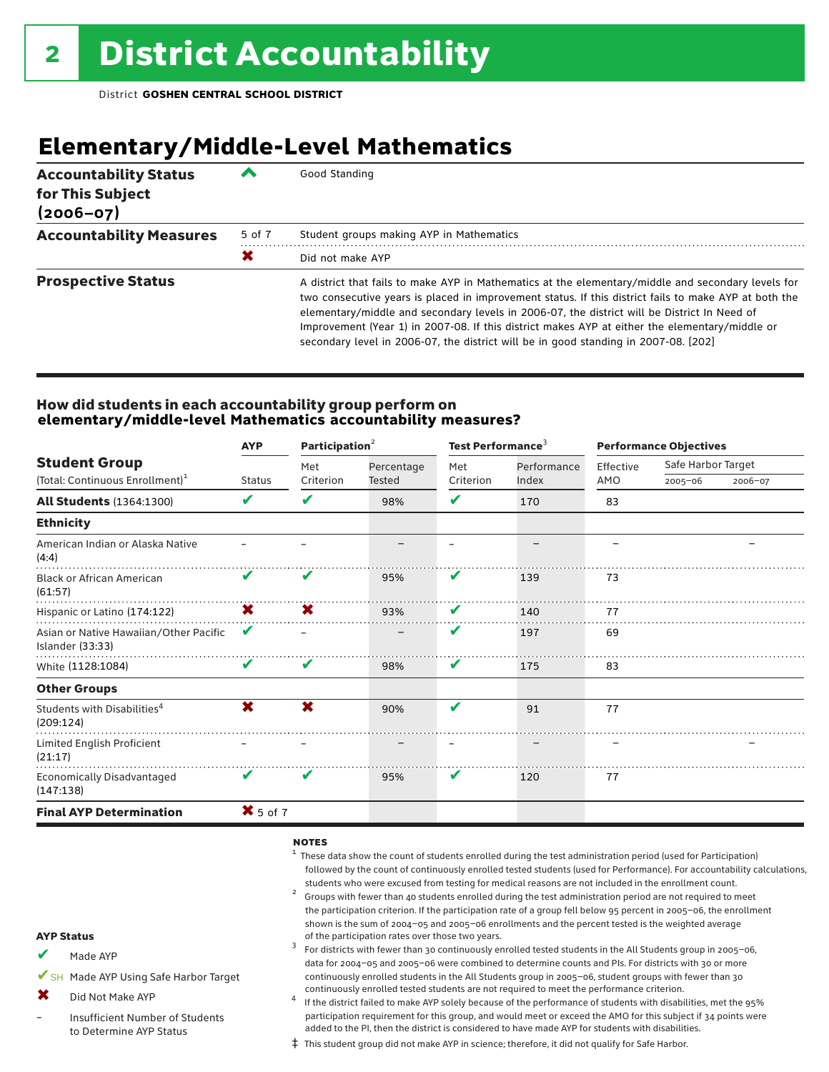# 2 District Accountability

District **GOSHEN CENTRAL SCHOOL DISTRICT**

## Elementary/Middle-Level Mathematics

| | | |
|---|---|---|
| **Accountability Status for This Subject (2006–07)** | ^ | Good Standing |
| **Accountability Measures** | 5 of 7 | Student groups making AYP in Mathematics |
| | ✖ | Did not make AYP |
| **Prospective Status** | | A district that fails to make AYP in Mathematics at the elementary/middle and secondary levels for two consecutive years is placed in improvement status. If this district fails to make AYP at both the elementary/middle and secondary levels in 2006-07, the district will be District In Need of Improvement (Year 1) in 2007-08. If this district makes AYP at either the elementary/middle or secondary level in 2006-07, the district will be in good standing in 2007-08. [202] |

### How did students in each accountability group perform on elementary/middle-level Mathematics accountability measures?

| Student Group (Total: Continuous Enrollment)[1] | AYP Status | Participation[2] Met Criterion | Participation[2] Percentage Tested | Test Performance[3] Met Criterion | Test Performance[3] Performance Index | Performance Objectives Effective AMO | Safe Harbor Target 2005–06 | Safe Harbor Target 2006–07 |
|---|---|---|---|---|---|---|---|---|
| **All Students** (1364:1300) | ✔ | ✔ | 98% | ✔ | 170 | 83 | | |
| **Ethnicity** | | | | | | | | |
| American Indian or Alaska Native (4:4) | – | – | – | – | – | – | | – |
| Black or African American (61:57) | ✔ | ✔ | 95% | ✔ | 139 | 73 | | |
| Hispanic or Latino (174:122) | ✖ | ✖ | 93% | ✔ | 140 | 77 | | |
| Asian or Native Hawaiian/Other Pacific Islander (33:33) | ✔ | – | – | ✔ | 197 | 69 | | |
| White (1128:1084) | ✔ | ✔ | 98% | ✔ | 175 | 83 | | |
| **Other Groups** | | | | | | | | |
| Students with Disabilities[4] (209:124) | ✖ | ✖ | 90% | ✔ | 91 | 77 | | |
| Limited English Proficient (21:17) | – | – | – | – | – | – | | – |
| Economically Disadvantaged (147:138) | ✔ | ✔ | 95% | ✔ | 120 | 77 | | |
| **Final AYP Determination** | ✖ 5 of 7 | | | | | | | |

**NOTES**

[1] These data show the count of students enrolled during the test administration period (used for Participation) followed by the count of continuously enrolled tested students (used for Performance). For accountability calculations, students who were excused from testing for medical reasons are not included in the enrollment count.

[2] Groups with fewer than 40 students enrolled during the test administration period are not required to meet the participation criterion. If the participation rate of a group fell below 95 percent in 2005–06, the enrollment shown is the sum of 2004–05 and 2005–06 enrollments and the percent tested is the weighted average of the participation rates over those two years.

[3] For districts with fewer than 30 continuously enrolled tested students in the All Students group in 2005–06, data for 2004–05 and 2005–06 were combined to determine counts and PIs. For districts with 30 or more continuously enrolled students in the All Students group in 2005–06, student groups with fewer than 30 continuously enrolled tested students are not required to meet the performance criterion.

[4] If the district failed to make AYP solely because of the performance of students with disabilities, met the 95% participation requirement for this group, and would meet or exceed the AMO for this subject if 34 points were added to the PI, then the district is considered to have made AYP for students with disabilities.

‡ This student group did not make AYP in science; therefore, it did not qualify for Safe Harbor.

**AYP Status**

- ✔ Made AYP
- ✔SH Made AYP Using Safe Harbor Target
- ✖ Did Not Make AYP
- – Insufficient Number of Students to Determine AYP Status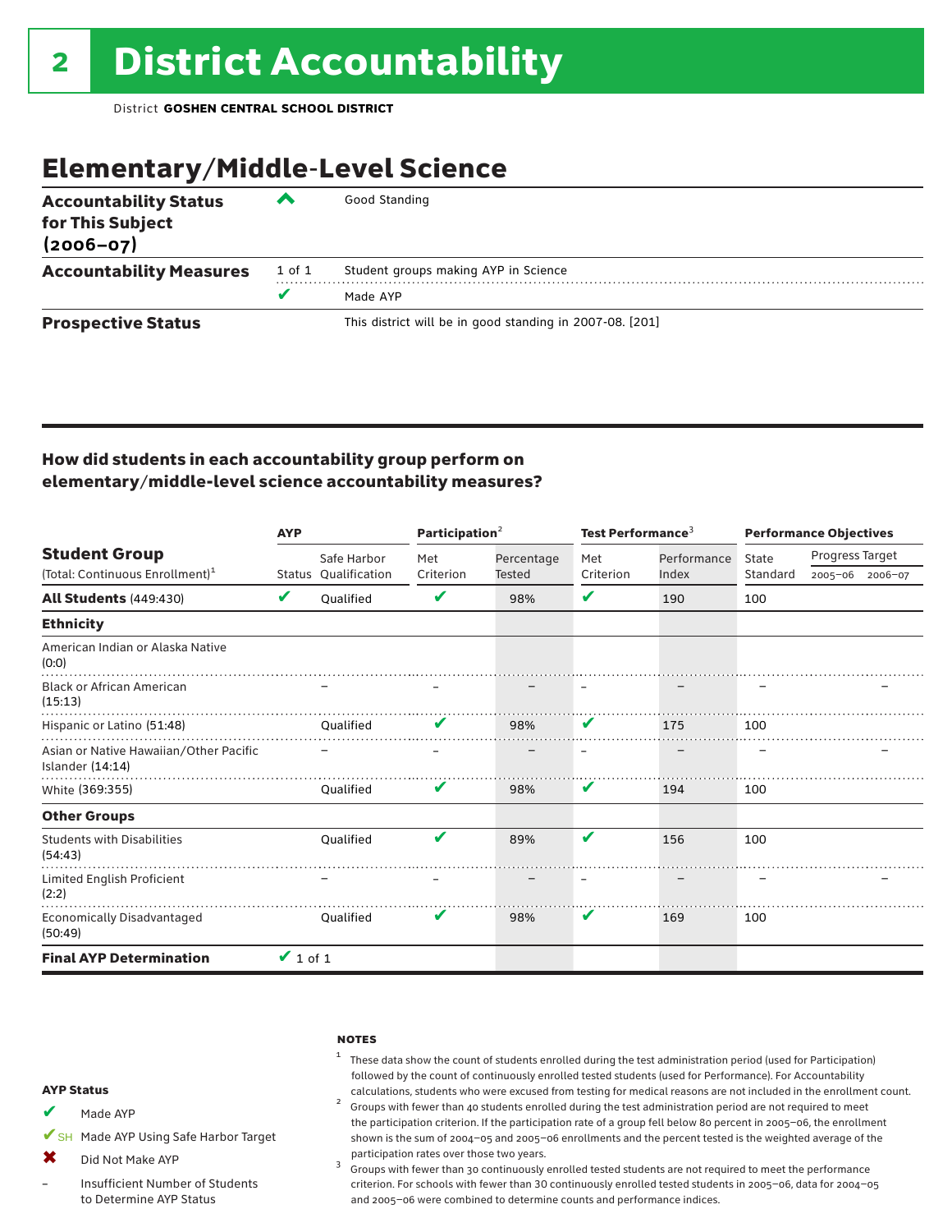# 2 District Accountability

District **GOSHEN CENTRAL SCHOOL DISTRICT**

## Elementary/Middle-Level Science

| | | |
|---|---|---|
| **Accountability Status for This Subject (2006–07)** | ^ | Good Standing |
| **Accountability Measures** | 1 of 1 | Student groups making AYP in Science |
| | ✔ | Made AYP |
| **Prospective Status** | | This district will be in good standing in 2007-08. [201] |

### How did students in each accountability group perform on elementary/middle-level science accountability measures?

| Student Group (Total: Continuous Enrollment)[1] | AYP | | Participation[2] | | Test Performance[3] | | Performance Objectives | | |
|---|---|---|---|---|---|---|---|---|---|
| | Status | Safe Harbor Qualification | Met Criterion | Percentage Tested | Met Criterion | Performance Index | State Standard | Progress Target 2005–06 | Progress Target 2006–07 |
| **All Students** (449:430) | ✔ | Qualified | ✔ | 98% | ✔ | 190 | 100 | | |
| **Ethnicity** | | | | | | | | | |
| American Indian or Alaska Native (0:0) | | | | | | | | | |
| Black or African American (15:13) | | – | – | – | – | – | – | | – |
| Hispanic or Latino (51:48) | | Qualified | ✔ | 98% | ✔ | 175 | 100 | | |
| Asian or Native Hawaiian/Other Pacific Islander (14:14) | | – | – | – | – | – | – | | – |
| White (369:355) | | Qualified | ✔ | 98% | ✔ | 194 | 100 | | |
| **Other Groups** | | | | | | | | | |
| Students with Disabilities (54:43) | | Qualified | ✔ | 89% | ✔ | 156 | 100 | | |
| Limited English Proficient (2:2) | | – | – | – | – | – | – | | – |
| Economically Disadvantaged (50:49) | | Qualified | ✔ | 98% | ✔ | 169 | 100 | | |
| **Final AYP Determination** | ✔ 1 of 1 | | | | | | | | |

**AYP Status**

- ✔ Made AYP
- ✔SH Made AYP Using Safe Harbor Target
- ✖ Did Not Make AYP
- – Insufficient Number of Students to Determine AYP Status

**NOTES**

1. These data show the count of students enrolled during the test administration period (used for Participation) followed by the count of continuously enrolled tested students (used for Performance). For Accountability calculations, students who were excused from testing for medical reasons are not included in the enrollment count.
2. Groups with fewer than 40 students enrolled during the test administration period are not required to meet the participation criterion. If the participation rate of a group fell below 80 percent in 2005–06, the enrollment shown is the sum of 2004–05 and 2005–06 enrollments and the percent tested is the weighted average of the participation rates over those two years.
3. Groups with fewer than 30 continuously enrolled tested students are not required to meet the performance criterion. For schools with fewer than 30 continuously enrolled tested students in 2005–06, data for 2004–05 and 2005–06 were combined to determine counts and performance indices.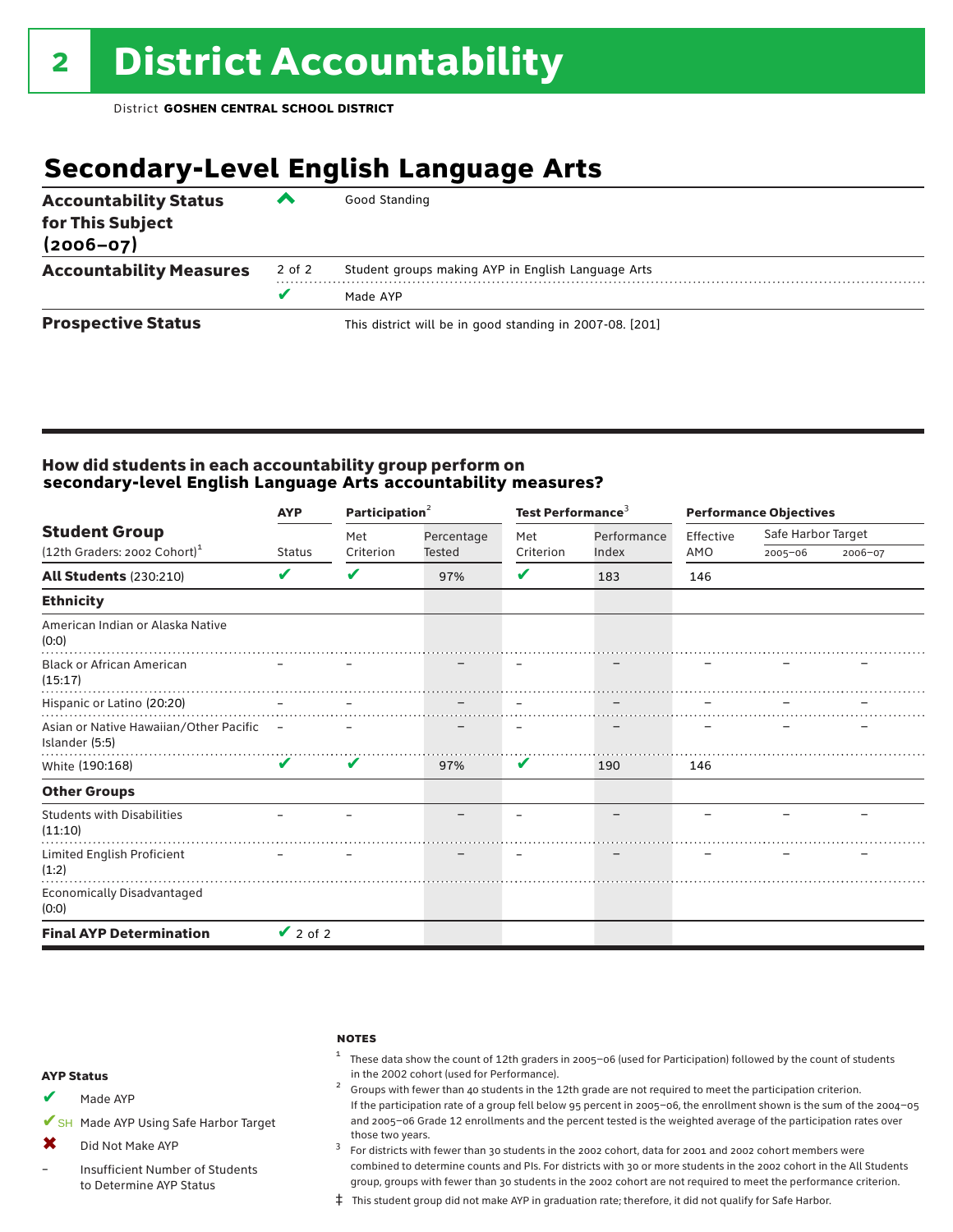# 2 District Accountability

District **GOSHEN CENTRAL SCHOOL DISTRICT**

## Secondary-Level English Language Arts

| | | |
|---|---|---|
| **Accountability Status for This Subject (2006–07)** | ^ | Good Standing |
| **Accountability Measures** | 2 of 2 | Student groups making AYP in English Language Arts |
| | ✔ | Made AYP |
| **Prospective Status** | | This district will be in good standing in 2007-08. [201] |

### How did students in each accountability group perform on secondary-level English Language Arts accountability measures?

| Student Group (12th Graders: 2002 Cohort)[1] | AYP | Participation[2] | | Test Performance[3] | | Performance Objectives | | |
|---|---|---|---|---|---|---|---|---|
| | Status | Met Criterion | Percentage Tested | Met Criterion | Performance Index | Effective AMO | Safe Harbor Target 2005–06 | Safe Harbor Target 2006–07 |
| **All Students** (230:210) | ✔ | ✔ | 97% | ✔ | 183 | 146 | | |
| **Ethnicity** | | | | | | | | |
| American Indian or Alaska Native (0:0) | | | | | | | | |
| Black or African American (15:17) | – | – | – | – | – | – | – | – |
| Hispanic or Latino (20:20) | – | – | – | – | – | – | – | – |
| Asian or Native Hawaiian/Other Pacific Islander (5:5) | – | – | – | – | – | – | – | – |
| White (190:168) | ✔ | ✔ | 97% | ✔ | 190 | 146 | | |
| **Other Groups** | | | | | | | | |
| Students with Disabilities (11:10) | – | – | – | – | – | – | – | – |
| Limited English Proficient (1:2) | – | – | – | – | – | – | – | – |
| Economically Disadvantaged (0:0) | | | | | | | | |
| **Final AYP Determination** | ✔ 2 of 2 | | | | | | | |

**AYP Status**

- ✔ Made AYP
- ✔SH Made AYP Using Safe Harbor Target
- ✖ Did Not Make AYP
- – Insufficient Number of Students to Determine AYP Status

**NOTES**

1. These data show the count of 12th graders in 2005–06 (used for Participation) followed by the count of students in the 2002 cohort (used for Performance).
2. Groups with fewer than 40 students in the 12th grade are not required to meet the participation criterion. If the participation rate of a group fell below 95 percent in 2005–06, the enrollment shown is the sum of the 2004–05 and 2005–06 Grade 12 enrollments and the percent tested is the weighted average of the participation rates over those two years.
3. For districts with fewer than 30 students in the 2002 cohort, data for 2001 and 2002 cohort members were combined to determine counts and PIs. For districts with 30 or more students in the 2002 cohort in the All Students group, groups with fewer than 30 students in the 2002 cohort are not required to meet the performance criterion.

‡ This student group did not make AYP in graduation rate; therefore, it did not qualify for Safe Harbor.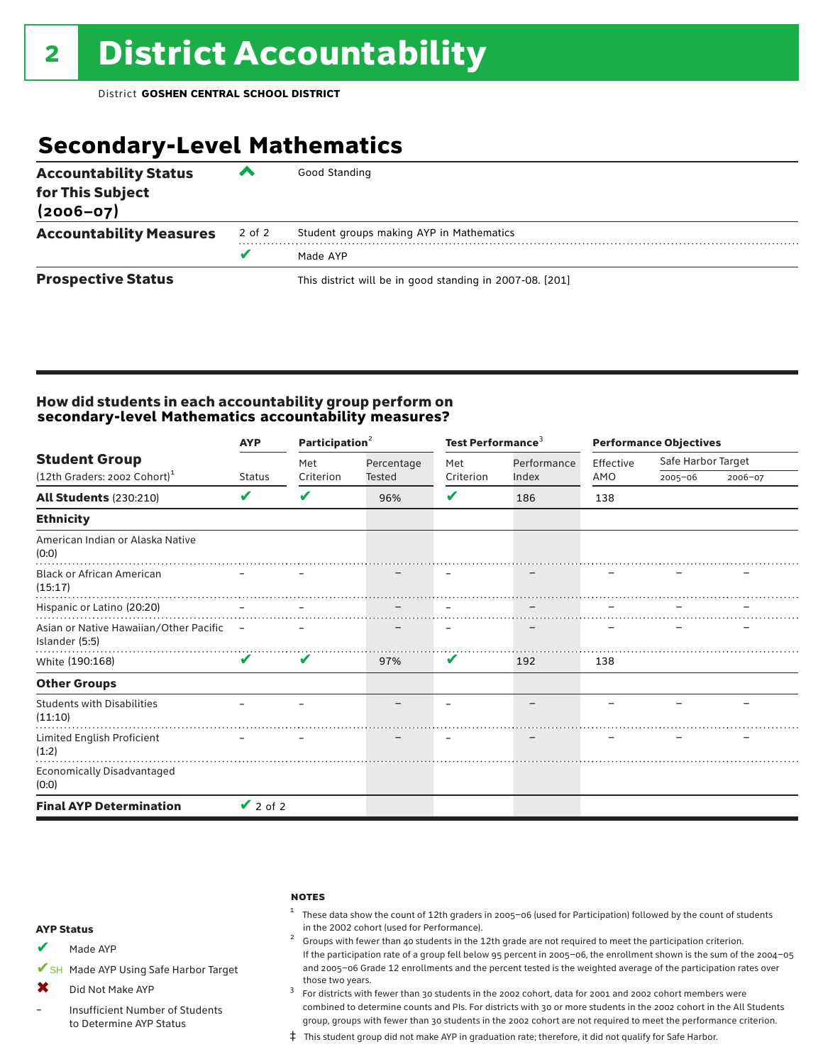# 2 District Accountability

District **GOSHEN CENTRAL SCHOOL DISTRICT**

## Secondary-Level Mathematics

| | | |
|---|---|---|
| **Accountability Status for This Subject (2006–07)** | ^ | Good Standing |
| **Accountability Measures** | 2 of 2 | Student groups making AYP in Mathematics |
| | ✔ | Made AYP |
| **Prospective Status** | | This district will be in good standing in 2007-08. [201] |

### How did students in each accountability group perform on secondary-level Mathematics accountability measures?

| Student Group (12th Graders: 2002 Cohort)[1] | AYP | Participation[2] | | Test Performance[3] | | Performance Objectives | | |
|---|---|---|---|---|---|---|---|---|
| | Status | Met Criterion | Percentage Tested | Met Criterion | Performance Index | Effective AMO | Safe Harbor Target 2005–06 | Safe Harbor Target 2006–07 |
| **All Students** (230:210) | ✔ | ✔ | 96% | ✔ | 186 | 138 | | |
| **Ethnicity** | | | | | | | | |
| American Indian or Alaska Native (0:0) | | | | | | | | |
| Black or African American (15:17) | – | – | – | – | – | – | – | – |
| Hispanic or Latino (20:20) | – | – | – | – | – | – | – | – |
| Asian or Native Hawaiian/Other Pacific Islander (5:5) | – | – | – | – | – | – | – | – |
| White (190:168) | ✔ | ✔ | 97% | ✔ | 192 | 138 | | |
| **Other Groups** | | | | | | | | |
| Students with Disabilities (11:10) | – | – | – | – | – | – | – | – |
| Limited English Proficient (1:2) | – | – | – | – | – | – | – | – |
| Economically Disadvantaged (0:0) | | | | | | | | |
| **Final AYP Determination** | ✔ 2 of 2 | | | | | | | |

**AYP Status**

- ✔ Made AYP
- ✔SH Made AYP Using Safe Harbor Target
- ✖ Did Not Make AYP
- – Insufficient Number of Students to Determine AYP Status

**NOTES**

[1] These data show the count of 12th graders in 2005–06 (used for Participation) followed by the count of students in the 2002 cohort (used for Performance).

[2] Groups with fewer than 40 students in the 12th grade are not required to meet the participation criterion. If the participation rate of a group fell below 95 percent in 2005–06, the enrollment shown is the sum of the 2004–05 and 2005–06 Grade 12 enrollments and the percent tested is the weighted average of the participation rates over those two years.

[3] For districts with fewer than 30 students in the 2002 cohort, data for 2001 and 2002 cohort members were combined to determine counts and PIs. For districts with 30 or more students in the 2002 cohort in the All Students group, groups with fewer than 30 students in the 2002 cohort are not required to meet the performance criterion.

‡ This student group did not make AYP in graduation rate; therefore, it did not qualify for Safe Harbor.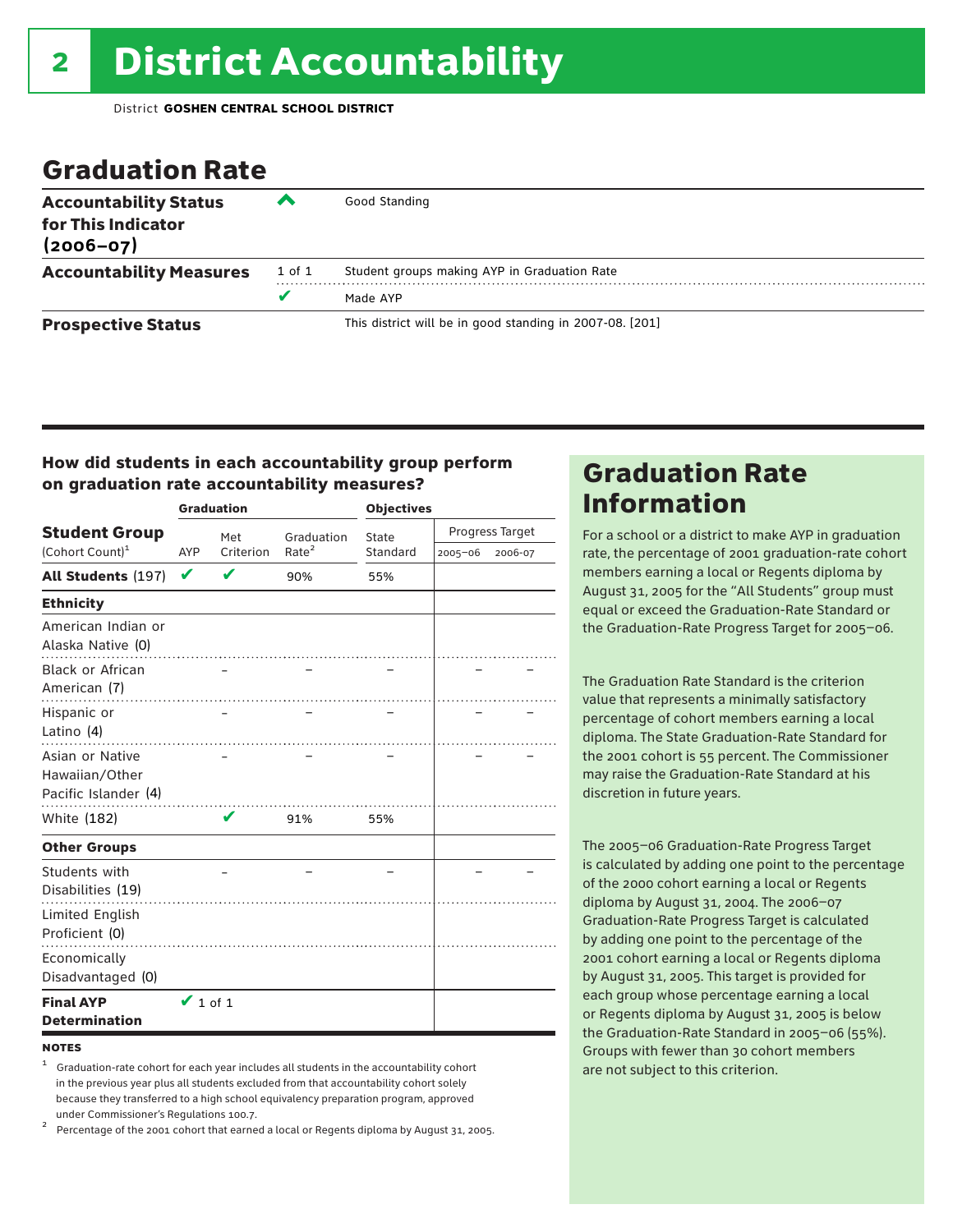# 2 District Accountability

District **GOSHEN CENTRAL SCHOOL DISTRICT**

## Graduation Rate

| | | |
|---|---|---|
| **Accountability Status for This Indicator (2006–07)** | ^ | Good Standing |
| **Accountability Measures** | 1 of 1 | Student groups making AYP in Graduation Rate |
| | ✔ | Made AYP |
| **Prospective Status** | | This district will be in good standing in 2007-08. [201] |

### How did students in each accountability group perform on graduation rate accountability measures?

| Student Group (Cohort Count)[1] | Graduation | | | Objectives | | |
|---|---|---|---|---|---|---|
| | AYP | Met Criterion | Graduation Rate[2] | State Standard | Progress Target 2005–06 | Progress Target 2006-07 |
| **All Students** (197) | ✔ | ✔ | 90% | 55% | | |
| **Ethnicity** | | | | | | |
| American Indian or Alaska Native (0) | | | | | | |
| Black or African American (7) | | – | – | – | – | – |
| Hispanic or Latino (4) | | – | – | – | – | – |
| Asian or Native Hawaiian/Other Pacific Islander (4) | | – | – | – | – | – |
| White (182) | | ✔ | 91% | 55% | | |
| **Other Groups** | | | | | | |
| Students with Disabilities (19) | | – | – | – | – | – |
| Limited English Proficient (0) | | | | | | |
| Economically Disadvantaged (0) | | | | | | |
| **Final AYP Determination** | ✔ 1 of 1 | | | | | |

**NOTES**

[1] Graduation-rate cohort for each year includes all students in the accountability cohort in the previous year plus all students excluded from that accountability cohort solely because they transferred to a high school equivalency preparation program, approved under Commissioner's Regulations 100.7.

[2] Percentage of the 2001 cohort that earned a local or Regents diploma by August 31, 2005.

## Graduation Rate Information

For a school or a district to make AYP in graduation rate, the percentage of 2001 graduation-rate cohort members earning a local or Regents diploma by August 31, 2005 for the "All Students" group must equal or exceed the Graduation-Rate Standard or the Graduation-Rate Progress Target for 2005–06.

The Graduation Rate Standard is the criterion value that represents a minimally satisfactory percentage of cohort members earning a local diploma. The State Graduation-Rate Standard for the 2001 cohort is 55 percent. The Commissioner may raise the Graduation-Rate Standard at his discretion in future years.

The 2005–06 Graduation-Rate Progress Target is calculated by adding one point to the percentage of the 2000 cohort earning a local or Regents diploma by August 31, 2004. The 2006–07 Graduation-Rate Progress Target is calculated by adding one point to the percentage of the 2001 cohort earning a local or Regents diploma by August 31, 2005. This target is provided for each group whose percentage earning a local or Regents diploma by August 31, 2005 is below the Graduation-Rate Standard in 2005–06 (55%). Groups with fewer than 30 cohort members are not subject to this criterion.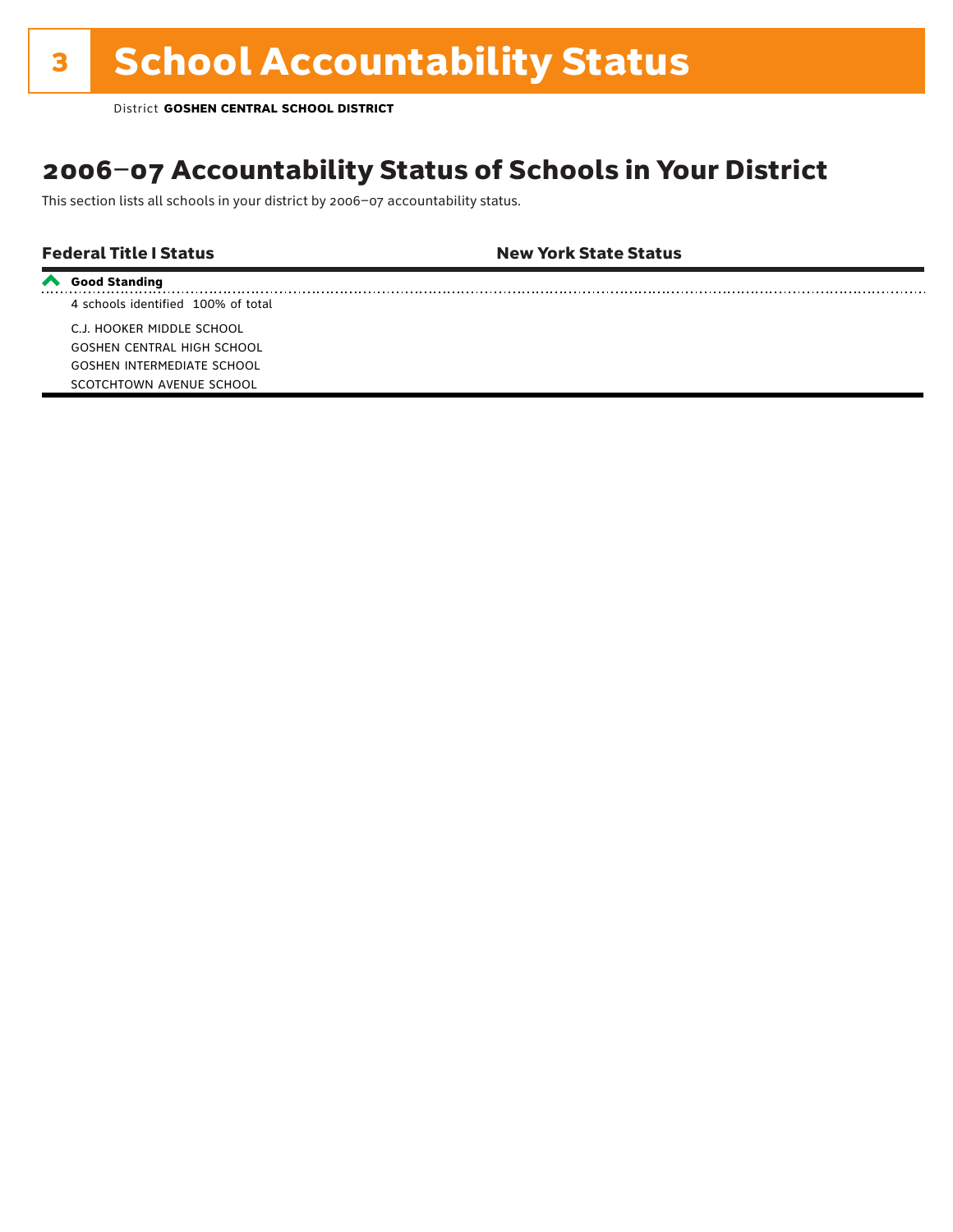# 3 School Accountability Status

District **GOSHEN CENTRAL SCHOOL DISTRICT**

## 2006–07 Accountability Status of Schools in Your District

This section lists all schools in your district by 2006–07 accountability status.

| Federal Title I Status | New York State Status |
|---|---|
| **Good Standing** | |
| 4 schools identified 100% of total | |
| C.J. HOOKER MIDDLE SCHOOL<br>GOSHEN CENTRAL HIGH SCHOOL<br>GOSHEN INTERMEDIATE SCHOOL<br>SCOTCHTOWN AVENUE SCHOOL | |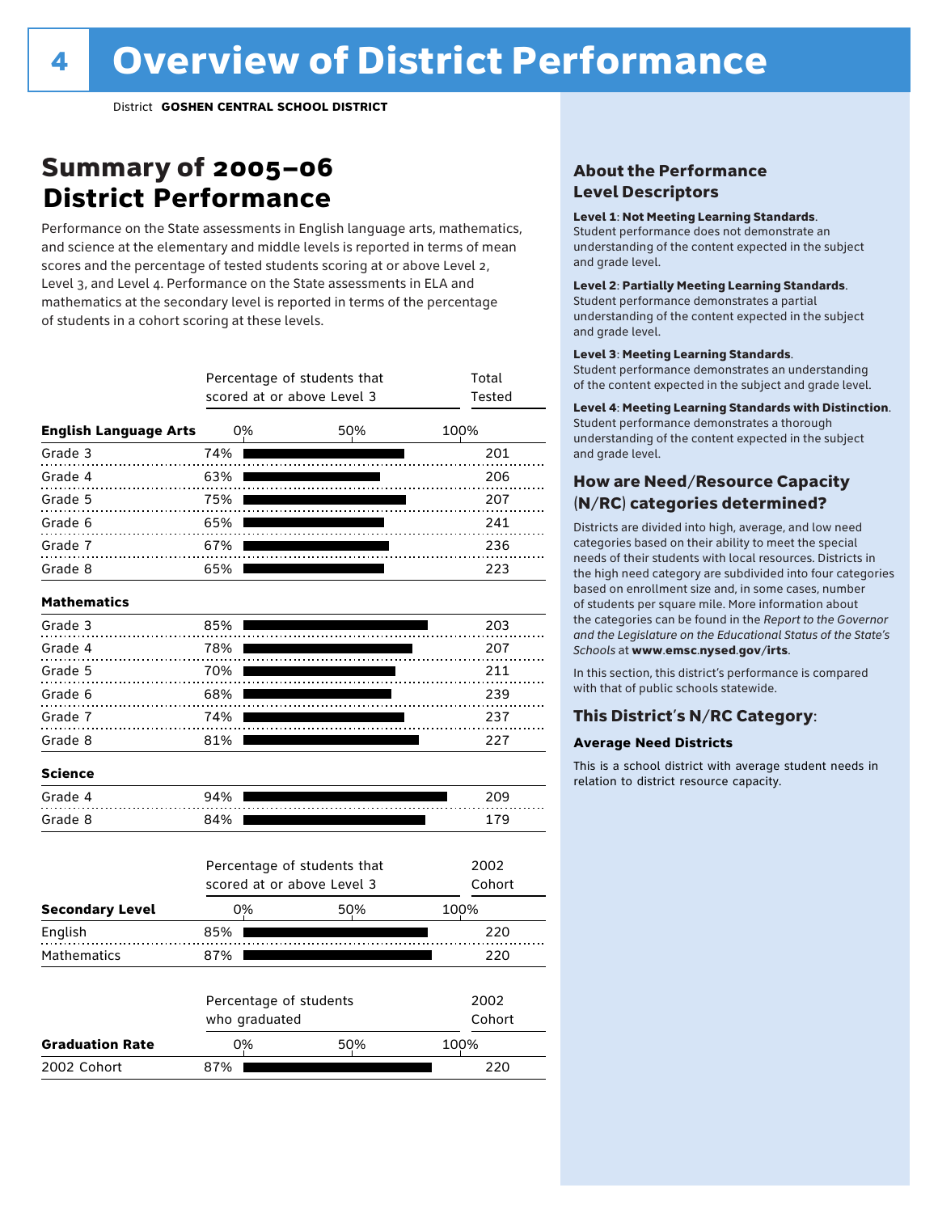# Overview of District Performance

District **GOSHEN CENTRAL SCHOOL DISTRICT**

## Summary of 2005–06 District Performance

Performance on the State assessments in English language arts, mathematics, and science at the elementary and middle levels is reported in terms of mean scores and the percentage of tested students scoring at or above Level 2, Level 3, and Level 4. Performance on the State assessments in ELA and mathematics at the secondary level is reported in terms of the percentage of students in a cohort scoring at these levels.

| | Percentage of students that scored at or above Level 3 | Total Tested |
|---|---|---|
| **English Language Arts** | | |
| Grade 3 | 74% | 201 |
| Grade 4 | 63% | 206 |
| Grade 5 | 75% | 207 |
| Grade 6 | 65% | 241 |
| Grade 7 | 67% | 236 |
| Grade 8 | 65% | 223 |
| **Mathematics** | | |
| Grade 3 | 85% | 203 |
| Grade 4 | 78% | 207 |
| Grade 5 | 70% | 211 |
| Grade 6 | 68% | 239 |
| Grade 7 | 74% | 237 |
| Grade 8 | 81% | 227 |
| **Science** | | |
| Grade 4 | 94% | 209 |
| Grade 8 | 84% | 179 |

| Secondary Level | Percentage of students that scored at or above Level 3 | 2002 Cohort |
|---|---|---|
| English | 85% | 220 |
| Mathematics | 87% | 220 |

| Graduation Rate | Percentage of students who graduated | 2002 Cohort |
|---|---|---|
| 2002 Cohort | 87% | 220 |

### About the Performance Level Descriptors

**Level 1: Not Meeting Learning Standards.** Student performance does not demonstrate an understanding of the content expected in the subject and grade level.

**Level 2: Partially Meeting Learning Standards.** Student performance demonstrates a partial understanding of the content expected in the subject and grade level.

**Level 3: Meeting Learning Standards.** Student performance demonstrates an understanding of the content expected in the subject and grade level.

**Level 4: Meeting Learning Standards with Distinction.** Student performance demonstrates a thorough understanding of the content expected in the subject and grade level.

### How are Need/Resource Capacity (N/RC) categories determined?

Districts are divided into high, average, and low need categories based on their ability to meet the special needs of their students with local resources. Districts in the high need category are subdivided into four categories based on enrollment size and, in some cases, number of students per square mile. More information about the categories can be found in the *Report to the Governor and the Legislature on the Educational Status of the State's Schools* at **www.emsc.nysed.gov/irts**.

In this section, this district's performance is compared with that of public schools statewide.

### This District's N/RC Category:

**Average Need Districts**

This is a school district with average student needs in relation to district resource capacity.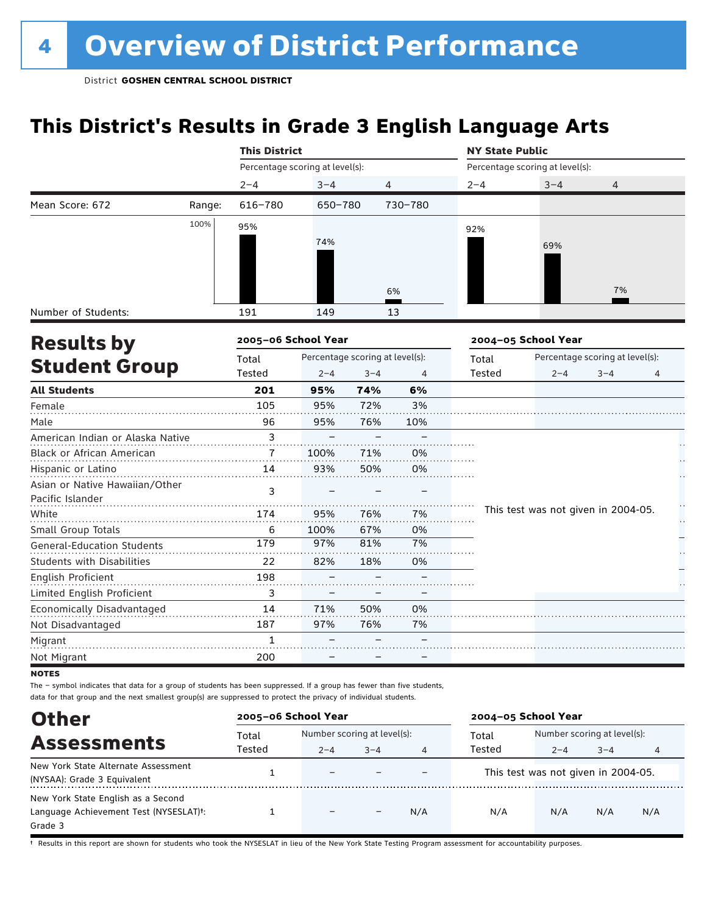# 4 Overview of District Performance

District **GOSHEN CENTRAL SCHOOL DISTRICT**

## This District's Results in Grade 3 English Language Arts

| | | This District | | | NY State Public | | |
|---|---|---|---|---|---|---|---|
| | | Percentage scoring at level(s): | | | Percentage scoring at level(s): | | |
| | | 2–4 | 3–4 | 4 | 2–4 | 3–4 | 4 |
| Mean Score: 672 | Range: | 616–780 | 650–780 | 730–780 | | | |
| | | 95% | 74% | 6% | 92% | 69% | 7% |
| Number of Students: | | 191 | 149 | 13 | | | |

## Results by Student Group

| | 2005–06 School Year | | | | 2004–05 School Year | | | |
|---|---|---|---|---|---|---|---|---|
| | Total Tested | Percentage scoring at level(s): 2–4 | 3–4 | 4 | Total Tested | Percentage scoring at level(s): 2–4 | 3–4 | 4 |
| **All Students** | **201** | **95%** | **74%** | **6%** | | | | |
| Female | 105 | 95% | 72% | 3% | | | | |
| Male | 96 | 95% | 76% | 10% | | | | |
| American Indian or Alaska Native | 3 | – | – | – | This test was not given in 2004-05. | | | |
| Black or African American | 7 | 100% | 71% | 0% | | | | |
| Hispanic or Latino | 14 | 93% | 50% | 0% | | | | |
| Asian or Native Hawaiian/Other Pacific Islander | 3 | – | – | – | | | | |
| White | 174 | 95% | 76% | 7% | | | | |
| Small Group Totals | 6 | 100% | 67% | 0% | | | | |
| General-Education Students | 179 | 97% | 81% | 7% | | | | |
| Students with Disabilities | 22 | 82% | 18% | 0% | | | | |
| English Proficient | 198 | – | – | – | | | | |
| Limited English Proficient | 3 | – | – | – | | | | |
| Economically Disadvantaged | 14 | 71% | 50% | 0% | | | | |
| Not Disadvantaged | 187 | 97% | 76% | 7% | | | | |
| Migrant | 1 | – | – | – | | | | |
| Not Migrant | 200 | – | – | – | | | | |

**NOTES**

The – symbol indicates that data for a group of students has been suppressed. If a group has fewer than five students, data for that group and the next smallest group(s) are suppressed to protect the privacy of individual students.

## Other Assessments

| | 2005–06 School Year | | | | 2004–05 School Year | | | |
|---|---|---|---|---|---|---|---|---|
| | Total Tested | Number scoring at level(s): 2–4 | 3–4 | 4 | Total Tested | Number scoring at level(s): 2–4 | 3–4 | 4 |
| New York State Alternate Assessment (NYSAA): Grade 3 Equivalent | 1 | – | – | – | This test was not given in 2004-05. | | | |
| New York State English as a Second Language Achievement Test (NYSESLAT)†: Grade 3 | 1 | – | – | N/A | N/A | N/A | N/A | N/A |

† Results in this report are shown for students who took the NYSESLAT in lieu of the New York State Testing Program assessment for accountability purposes.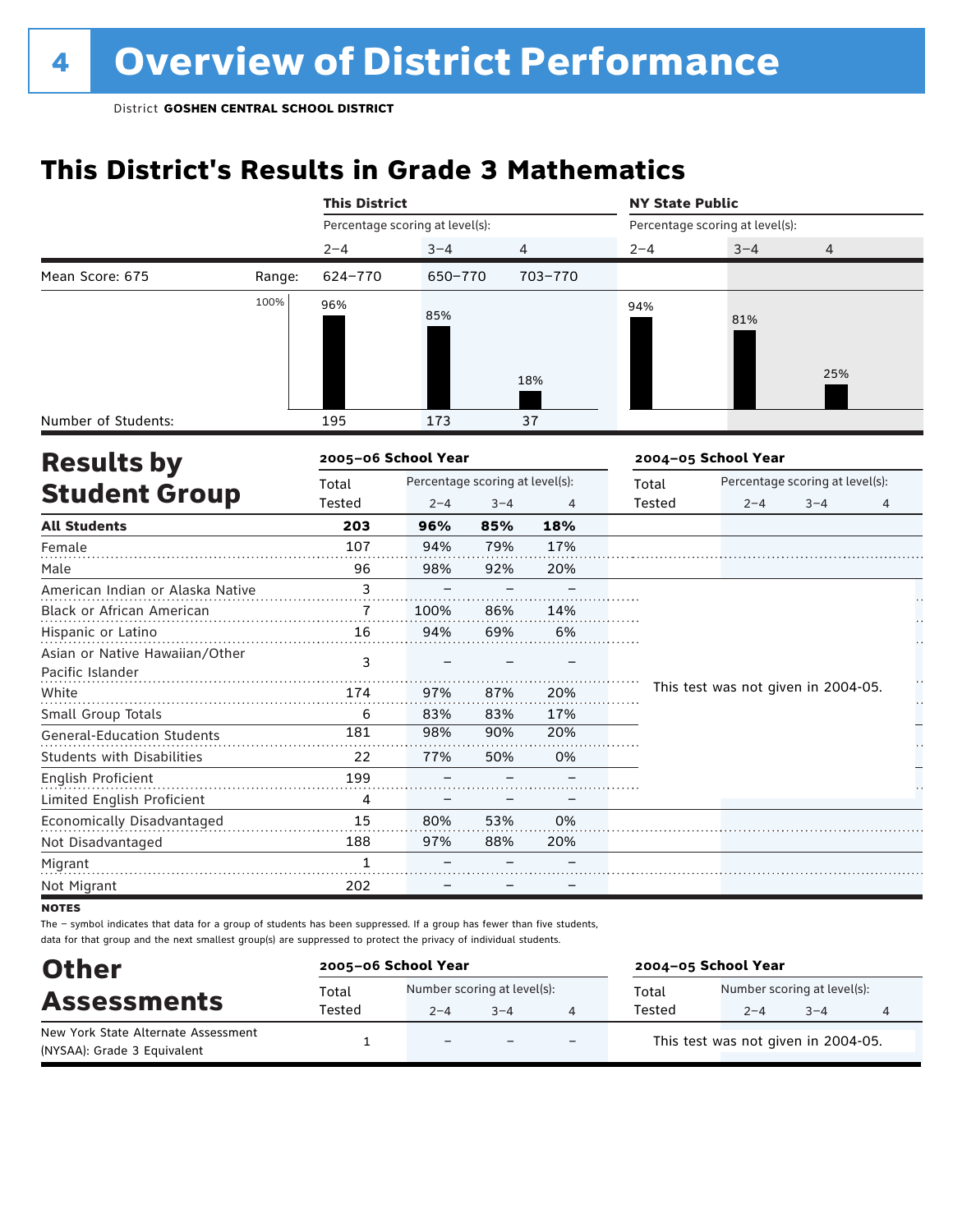# 4 Overview of District Performance

District **GOSHEN CENTRAL SCHOOL DISTRICT**

## This District's Results in Grade 3 Mathematics

| | | This District | | | NY State Public | | |
|---|---|---|---|---|---|---|---|
| | | Percentage scoring at level(s): | | | Percentage scoring at level(s): | | |
| | | 2–4 | 3–4 | 4 | 2–4 | 3–4 | 4 |
| Mean Score: 675 | Range: | 624–770 | 650–770 | 703–770 | | | |
| | | 96% | 85% | 18% | 94% | 81% | 25% |
| Number of Students: | | 195 | 173 | 37 | | | |

## Results by Student Group

| | 2005–06 School Year | | | | 2004–05 School Year | | | |
|---|---|---|---|---|---|---|---|---|
| | Total Tested | Percentage scoring at level(s): | | | Total Tested | Percentage scoring at level(s): | | |
| | | 2–4 | 3–4 | 4 | | 2–4 | 3–4 | 4 |
| **All Students** | **203** | **96%** | **85%** | **18%** | | | | |
| Female | 107 | 94% | 79% | 17% | | | | |
| Male | 96 | 98% | 92% | 20% | | | | |
| American Indian or Alaska Native | 3 | – | – | – | This test was not given in 2004-05. | | | |
| Black or African American | 7 | 100% | 86% | 14% | | | | |
| Hispanic or Latino | 16 | 94% | 69% | 6% | | | | |
| Asian or Native Hawaiian/Other Pacific Islander | 3 | – | – | – | | | | |
| White | 174 | 97% | 87% | 20% | | | | |
| Small Group Totals | 6 | 83% | 83% | 17% | | | | |
| General-Education Students | 181 | 98% | 90% | 20% | | | | |
| Students with Disabilities | 22 | 77% | 50% | 0% | | | | |
| English Proficient | 199 | – | – | – | | | | |
| Limited English Proficient | 4 | – | – | – | | | | |
| Economically Disadvantaged | 15 | 80% | 53% | 0% | | | | |
| Not Disadvantaged | 188 | 97% | 88% | 20% | | | | |
| Migrant | 1 | – | – | – | | | | |
| Not Migrant | 202 | – | – | – | | | | |

**NOTES**

The – symbol indicates that data for a group of students has been suppressed. If a group has fewer than five students, data for that group and the next smallest group(s) are suppressed to protect the privacy of individual students.

## Other Assessments

| | 2005–06 School Year | | | | 2004–05 School Year | | | |
|---|---|---|---|---|---|---|---|---|
| | Total Tested | Number scoring at level(s): | | | Total Tested | Number scoring at level(s): | | |
| | | 2–4 | 3–4 | 4 | | 2–4 | 3–4 | 4 |
| New York State Alternate Assessment (NYSAA): Grade 3 Equivalent | 1 | – | – | – | This test was not given in 2004-05. | | | |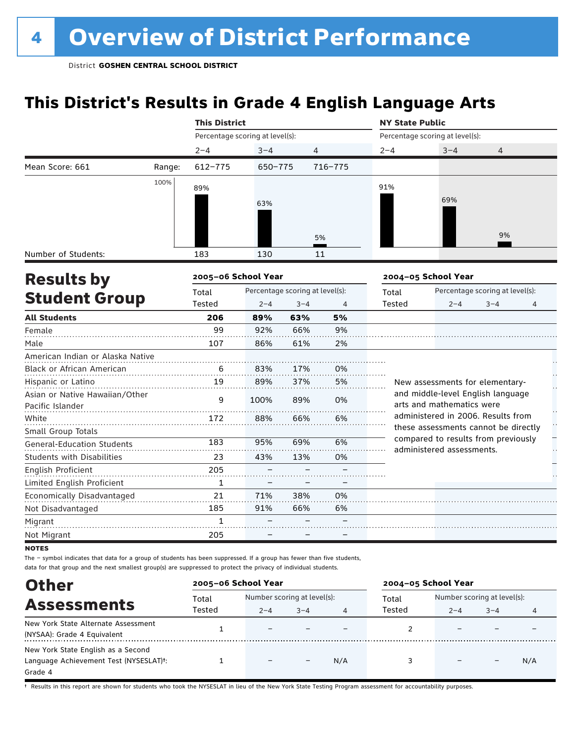# 4 Overview of District Performance

District **GOSHEN CENTRAL SCHOOL DISTRICT**

## This District's Results in Grade 4 English Language Arts

| | | This District | | | NY State Public | | |
|---|---|---|---|---|---|---|---|
| | | Percentage scoring at level(s): | | | Percentage scoring at level(s): | | |
| | | 2–4 | 3–4 | 4 | 2–4 | 3–4 | 4 |
| Mean Score: 661 | Range: | 612–775 | 650–775 | 716–775 | | | |
| | | 89% | 63% | 5% | 91% | 69% | 9% |
| Number of Students: | | 183 | 130 | 11 | | | |

## Results by Student Group

| | 2005–06 School Year | | | | 2004–05 School Year | | | |
|---|---|---|---|---|---|---|---|---|
| | Total Tested | Percentage scoring at level(s): 2–4 | 3–4 | 4 | Total Tested | Percentage scoring at level(s): 2–4 | 3–4 | 4 |
| **All Students** | **206** | **89%** | **63%** | **5%** | | | | |
| Female | 99 | 92% | 66% | 9% | | | | |
| Male | 107 | 86% | 61% | 2% | | | | |
| American Indian or Alaska Native | | | | | | | | |
| Black or African American | 6 | 83% | 17% | 0% | | | | |
| Hispanic or Latino | 19 | 89% | 37% | 5% | | | | |
| Asian or Native Hawaiian/Other Pacific Islander | 9 | 100% | 89% | 0% | | | | |
| White | 172 | 88% | 66% | 6% | | | | |
| Small Group Totals | | | | | | | | |
| General-Education Students | 183 | 95% | 69% | 6% | | | | |
| Students with Disabilities | 23 | 43% | 13% | 0% | | | | |
| English Proficient | 205 | – | – | – | | | | |
| Limited English Proficient | 1 | – | – | – | | | | |
| Economically Disadvantaged | 21 | 71% | 38% | 0% | | | | |
| Not Disadvantaged | 185 | 91% | 66% | 6% | | | | |
| Migrant | 1 | – | – | – | | | | |
| Not Migrant | 205 | – | – | – | | | | |

New assessments for elementary- and middle-level English language arts and mathematics were administered in 2006. Results from these assessments cannot be directly compared to results from previously administered assessments.

**NOTES**

The – symbol indicates that data for a group of students has been suppressed. If a group has fewer than five students, data for that group and the next smallest group(s) are suppressed to protect the privacy of individual students.

## Other Assessments

| | 2005–06 School Year | | | | 2004–05 School Year | | | |
|---|---|---|---|---|---|---|---|---|
| | Total Tested | Number scoring at level(s): 2–4 | 3–4 | 4 | Total Tested | Number scoring at level(s): 2–4 | 3–4 | 4 |
| New York State Alternate Assessment (NYSAA): Grade 4 Equivalent | 1 | – | – | – | 2 | – | – | – |
| New York State English as a Second Language Achievement Test (NYSESLAT)†: Grade 4 | 1 | – | – | N/A | 3 | – | – | N/A |

† Results in this report are shown for students who took the NYSESLAT in lieu of the New York State Testing Program assessment for accountability purposes.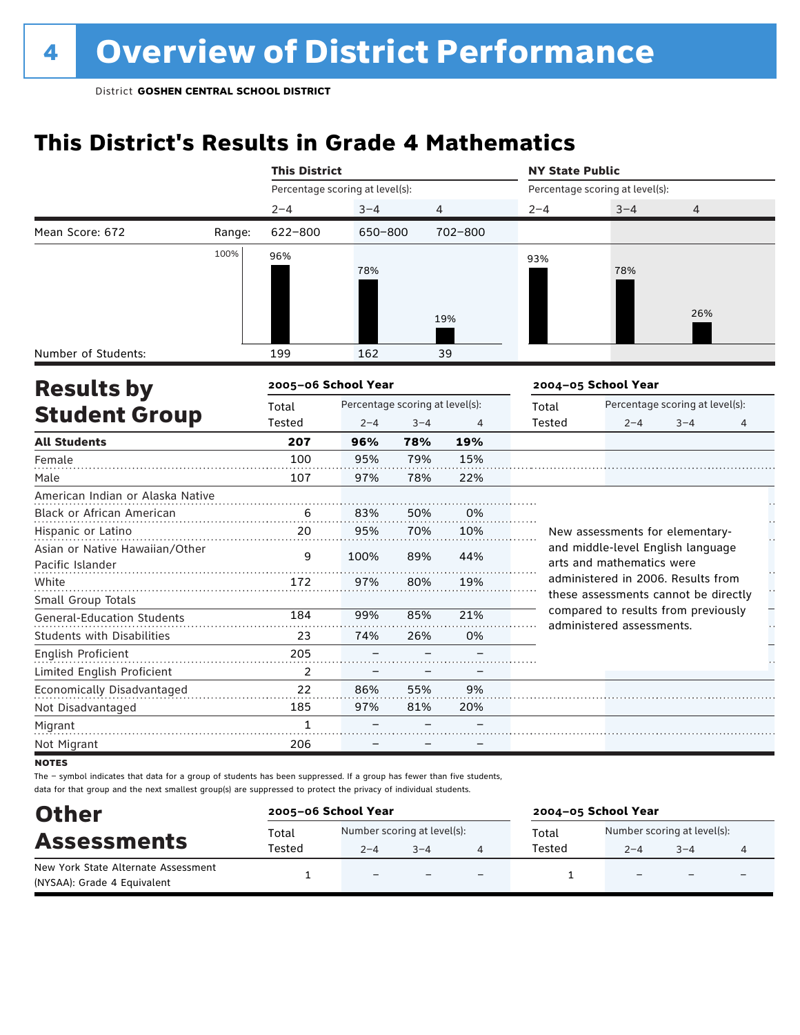# 4 Overview of District Performance

District **GOSHEN CENTRAL SCHOOL DISTRICT**

## This District's Results in Grade 4 Mathematics

| | | This District | | | NY State Public | | |
|---|---|---|---|---|---|---|---|
| | | Percentage scoring at level(s): | | | Percentage scoring at level(s): | | |
| | | 2–4 | 3–4 | 4 | 2–4 | 3–4 | 4 |
| Mean Score: 672 | Range: | 622–800 | 650–800 | 702–800 | | | |
| | | 96% | 78% | 19% | 93% | 78% | 26% |
| Number of Students: | | 199 | 162 | 39 | | | |

## Results by Student Group

| | 2005–06 School Year | | | | 2004–05 School Year | | | |
|---|---|---|---|---|---|---|---|---|
| | Total Tested | Percentage scoring at level(s): 2–4 | 3–4 | 4 | Total Tested | Percentage scoring at level(s): 2–4 | 3–4 | 4 |
| **All Students** | **207** | **96%** | **78%** | **19%** | | | | |
| Female | 100 | 95% | 79% | 15% | | | | |
| Male | 107 | 97% | 78% | 22% | | | | |
| American Indian or Alaska Native | | | | | | | | |
| Black or African American | 6 | 83% | 50% | 0% | | | | |
| Hispanic or Latino | 20 | 95% | 70% | 10% | | | | |
| Asian or Native Hawaiian/Other Pacific Islander | 9 | 100% | 89% | 44% | | | | |
| White | 172 | 97% | 80% | 19% | | | | |
| Small Group Totals | | | | | | | | |
| General-Education Students | 184 | 99% | 85% | 21% | | | | |
| Students with Disabilities | 23 | 74% | 26% | 0% | | | | |
| English Proficient | 205 | – | – | – | | | | |
| Limited English Proficient | 2 | – | – | – | | | | |
| Economically Disadvantaged | 22 | 86% | 55% | 9% | | | | |
| Not Disadvantaged | 185 | 97% | 81% | 20% | | | | |
| Migrant | 1 | – | – | – | | | | |
| Not Migrant | 206 | – | – | – | | | | |

New assessments for elementary- and middle-level English language arts and mathematics were administered in 2006. Results from these assessments cannot be directly compared to results from previously administered assessments.

**NOTES**

The – symbol indicates that data for a group of students has been suppressed. If a group has fewer than five students, data for that group and the next smallest group(s) are suppressed to protect the privacy of individual students.

## Other Assessments

| | 2005–06 School Year | | | | 2004–05 School Year | | | |
|---|---|---|---|---|---|---|---|---|
| | Total Tested | Number scoring at level(s): 2–4 | 3–4 | 4 | Total Tested | Number scoring at level(s): 2–4 | 3–4 | 4 |
| New York State Alternate Assessment (NYSAA): Grade 4 Equivalent | 1 | – | – | – | 1 | – | – | – |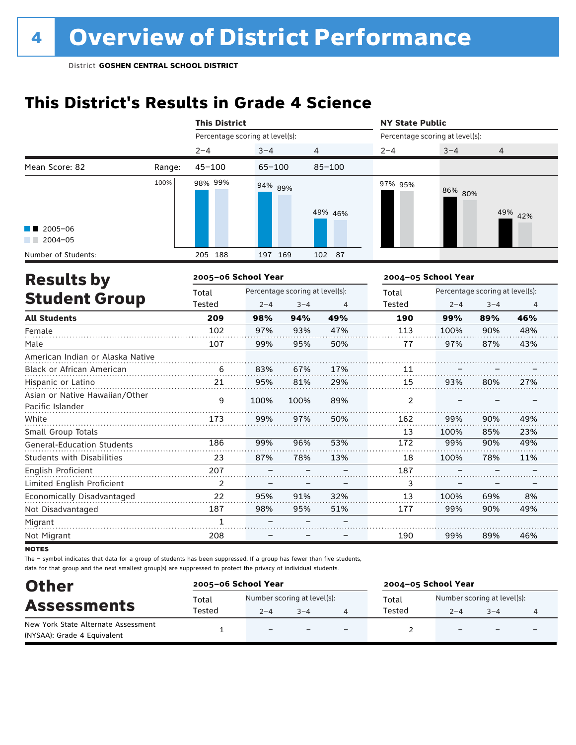# 4 Overview of District Performance

District **GOSHEN CENTRAL SCHOOL DISTRICT**

## This District's Results in Grade 4 Science

| | | This District | | | | | | NY State Public | | | | | |
|---|---|---|---|---|---|---|---|---|---|---|---|---|---|
| | | Percentage scoring at level(s): | | | | | | Percentage scoring at level(s): | | | | | |
| | | 2–4 | | 3–4 | | 4 | | 2–4 | | 3–4 | | 4 | |
| Mean Score: 82 | Range: | 45–100 | | 65–100 | | 85–100 | | | | | | | |
| | | 2005–06 | 2004–05 | 2005–06 | 2004–05 | 2005–06 | 2004–05 | 2005–06 | 2004–05 | 2005–06 | 2004–05 | 2005–06 | 2004–05 |
| Percentage | | 98% | 99% | 94% | 89% | 49% | 46% | 97% | 95% | 86% | 80% | 49% | 42% |
| Number of Students: | | 205 | 188 | 197 | 169 | 102 | 87 | | | | | | |

## Results by Student Group

| | 2005–06 School Year | | | | 2004–05 School Year | | | |
|---|---|---|---|---|---|---|---|---|
| | Total Tested | Percentage scoring at level(s): | | | Total Tested | Percentage scoring at level(s): | | |
| | | 2–4 | 3–4 | 4 | | 2–4 | 3–4 | 4 |
| **All Students** | **209** | **98%** | **94%** | **49%** | **190** | **99%** | **89%** | **46%** |
| Female | 102 | 97% | 93% | 47% | 113 | 100% | 90% | 48% |
| Male | 107 | 99% | 95% | 50% | 77 | 97% | 87% | 43% |
| American Indian or Alaska Native | | | | | | | | |
| Black or African American | 6 | 83% | 67% | 17% | 11 | – | – | – |
| Hispanic or Latino | 21 | 95% | 81% | 29% | 15 | 93% | 80% | 27% |
| Asian or Native Hawaiian/Other Pacific Islander | 9 | 100% | 100% | 89% | 2 | – | – | – |
| White | 173 | 99% | 97% | 50% | 162 | 99% | 90% | 49% |
| Small Group Totals | | | | | 13 | 100% | 85% | 23% |
| General-Education Students | 186 | 99% | 96% | 53% | 172 | 99% | 90% | 49% |
| Students with Disabilities | 23 | 87% | 78% | 13% | 18 | 100% | 78% | 11% |
| English Proficient | 207 | – | – | – | 187 | – | – | – |
| Limited English Proficient | 2 | – | – | – | 3 | – | – | – |
| Economically Disadvantaged | 22 | 95% | 91% | 32% | 13 | 100% | 69% | 8% |
| Not Disadvantaged | 187 | 98% | 95% | 51% | 177 | 99% | 90% | 49% |
| Migrant | 1 | – | – | – | | | | |
| Not Migrant | 208 | – | – | – | 190 | 99% | 89% | 46% |

**NOTES**

The – symbol indicates that data for a group of students has been suppressed. If a group has fewer than five students, data for that group and the next smallest group(s) are suppressed to protect the privacy of individual students.

## Other Assessments

| | 2005–06 School Year | | | | 2004–05 School Year | | | |
|---|---|---|---|---|---|---|---|---|
| | Total Tested | Number scoring at level(s): | | | Total Tested | Number scoring at level(s): | | |
| | | 2–4 | 3–4 | 4 | | 2–4 | 3–4 | 4 |
| New York State Alternate Assessment (NYSAA): Grade 4 Equivalent | 1 | – | – | – | 2 | – | – | – |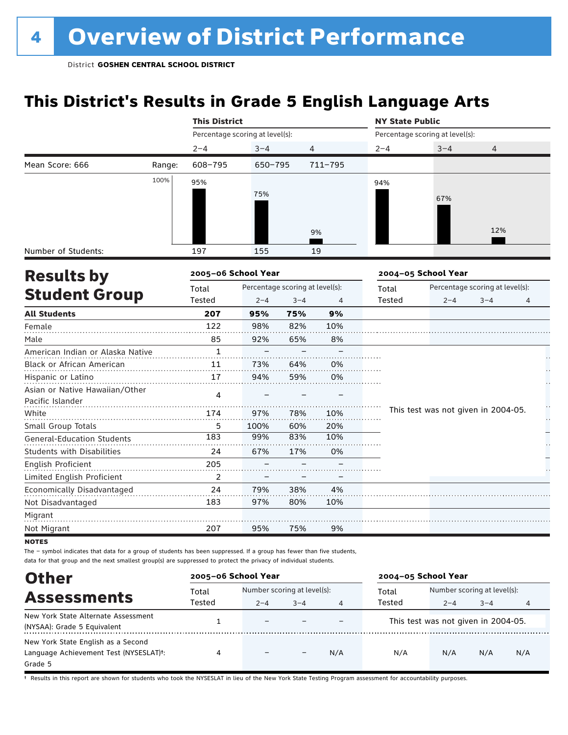# 4 Overview of District Performance

District **GOSHEN CENTRAL SCHOOL DISTRICT**

## This District's Results in Grade 5 English Language Arts

| | | This District | | | NY State Public | | |
|---|---|---|---|---|---|---|---|
| | | Percentage scoring at level(s): | | | Percentage scoring at level(s): | | |
| | | 2–4 | 3–4 | 4 | 2–4 | 3–4 | 4 |
| Mean Score: 666 | Range: | 608–795 | 650–795 | 711–795 | | | |
| | | 95% | 75% | 9% | 94% | 67% | 12% |
| Number of Students: | | 197 | 155 | 19 | | | |

## Results by Student Group

| | 2005–06 School Year | | | | 2004–05 School Year | | | |
|---|---|---|---|---|---|---|---|---|
| | Total Tested | Percentage scoring at level(s): 2–4 | 3–4 | 4 | Total Tested | Percentage scoring at level(s): 2–4 | 3–4 | 4 |
| **All Students** | **207** | **95%** | **75%** | **9%** | | | | |
| Female | 122 | 98% | 82% | 10% | | | | |
| Male | 85 | 92% | 65% | 8% | | | | |
| American Indian or Alaska Native | 1 | – | – | – | This test was not given in 2004-05. | | | |
| Black or African American | 11 | 73% | 64% | 0% | | | | |
| Hispanic or Latino | 17 | 94% | 59% | 0% | | | | |
| Asian or Native Hawaiian/Other Pacific Islander | 4 | – | – | – | | | | |
| White | 174 | 97% | 78% | 10% | | | | |
| Small Group Totals | 5 | 100% | 60% | 20% | | | | |
| General-Education Students | 183 | 99% | 83% | 10% | | | | |
| Students with Disabilities | 24 | 67% | 17% | 0% | | | | |
| English Proficient | 205 | – | – | – | | | | |
| Limited English Proficient | 2 | – | – | – | | | | |
| Economically Disadvantaged | 24 | 79% | 38% | 4% | | | | |
| Not Disadvantaged | 183 | 97% | 80% | 10% | | | | |
| Migrant | | | | | | | | |
| Not Migrant | 207 | 95% | 75% | 9% | | | | |

**NOTES**

The – symbol indicates that data for a group of students has been suppressed. If a group has fewer than five students, data for that group and the next smallest group(s) are suppressed to protect the privacy of individual students.

## Other Assessments

| | 2005–06 School Year | | | | 2004–05 School Year | | | |
|---|---|---|---|---|---|---|---|---|
| | Total Tested | Number scoring at level(s): 2–4 | 3–4 | 4 | Total Tested | Number scoring at level(s): 2–4 | 3–4 | 4 |
| New York State Alternate Assessment (NYSAA): Grade 5 Equivalent | 1 | – | – | – | This test was not given in 2004-05. | | | |
| New York State English as a Second Language Achievement Test (NYSESLAT)†: Grade 5 | 4 | – | – | N/A | N/A | N/A | N/A | N/A |

† Results in this report are shown for students who took the NYSESLAT in lieu of the New York State Testing Program assessment for accountability purposes.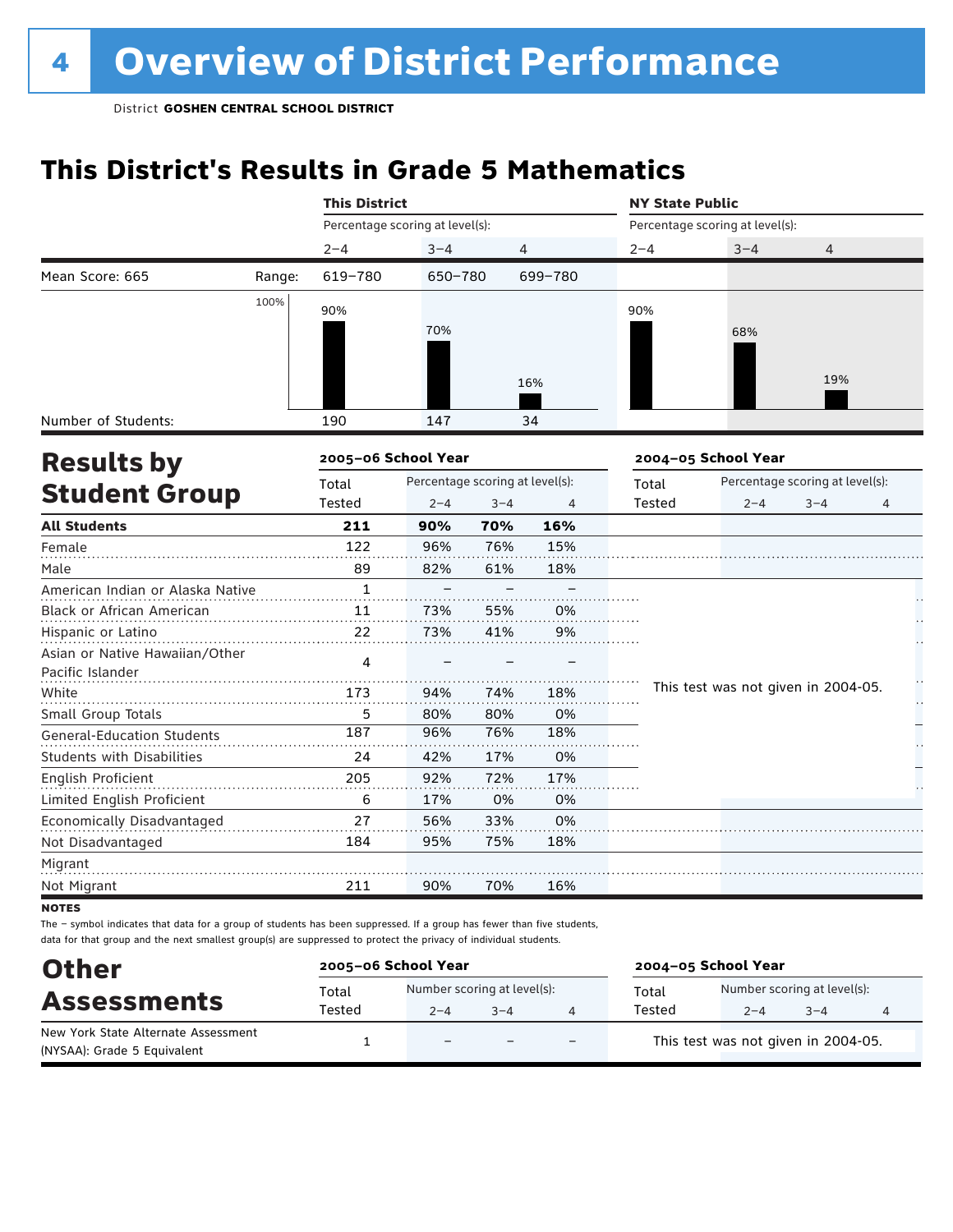# 4 Overview of District Performance

District **GOSHEN CENTRAL SCHOOL DISTRICT**

## This District's Results in Grade 5 Mathematics

| | | This District | | | NY State Public | | |
|---|---|---|---|---|---|---|---|
| | | Percentage scoring at level(s): | | | Percentage scoring at level(s): | | |
| | | 2–4 | 3–4 | 4 | 2–4 | 3–4 | 4 |
| Mean Score: 665 | Range: | 619–780 | 650–780 | 699–780 | | | |
| | | 90% | 70% | 16% | 90% | 68% | 19% |
| Number of Students: | | 190 | 147 | 34 | | | |

## Results by Student Group

| | 2005–06 School Year | | | | 2004–05 School Year | | | |
|---|---|---|---|---|---|---|---|---|
| | Total Tested | Percentage scoring at level(s): 2–4 | 3–4 | 4 | Total Tested | Percentage scoring at level(s): 2–4 | 3–4 | 4 |
| **All Students** | **211** | **90%** | **70%** | **16%** | | | | |
| Female | 122 | 96% | 76% | 15% | | | | |
| Male | 89 | 82% | 61% | 18% | | | | |
| American Indian or Alaska Native | 1 | – | – | – | This test was not given in 2004-05. | | | |
| Black or African American | 11 | 73% | 55% | 0% | | | | |
| Hispanic or Latino | 22 | 73% | 41% | 9% | | | | |
| Asian or Native Hawaiian/Other Pacific Islander | 4 | – | – | – | | | | |
| White | 173 | 94% | 74% | 18% | | | | |
| Small Group Totals | 5 | 80% | 80% | 0% | | | | |
| General-Education Students | 187 | 96% | 76% | 18% | | | | |
| Students with Disabilities | 24 | 42% | 17% | 0% | | | | |
| English Proficient | 205 | 92% | 72% | 17% | | | | |
| Limited English Proficient | 6 | 17% | 0% | 0% | | | | |
| Economically Disadvantaged | 27 | 56% | 33% | 0% | | | | |
| Not Disadvantaged | 184 | 95% | 75% | 18% | | | | |
| Migrant | | | | | | | | |
| Not Migrant | 211 | 90% | 70% | 16% | | | | |

**NOTES**

The – symbol indicates that data for a group of students has been suppressed. If a group has fewer than five students, data for that group and the next smallest group(s) are suppressed to protect the privacy of individual students.

## Other Assessments

| | 2005–06 School Year | | | | 2004–05 School Year | | | |
|---|---|---|---|---|---|---|---|---|
| | Total Tested | Number scoring at level(s): 2–4 | 3–4 | 4 | Total Tested | Number scoring at level(s): 2–4 | 3–4 | 4 |
| New York State Alternate Assessment (NYSAA): Grade 5 Equivalent | 1 | – | – | – | This test was not given in 2004-05. | | | |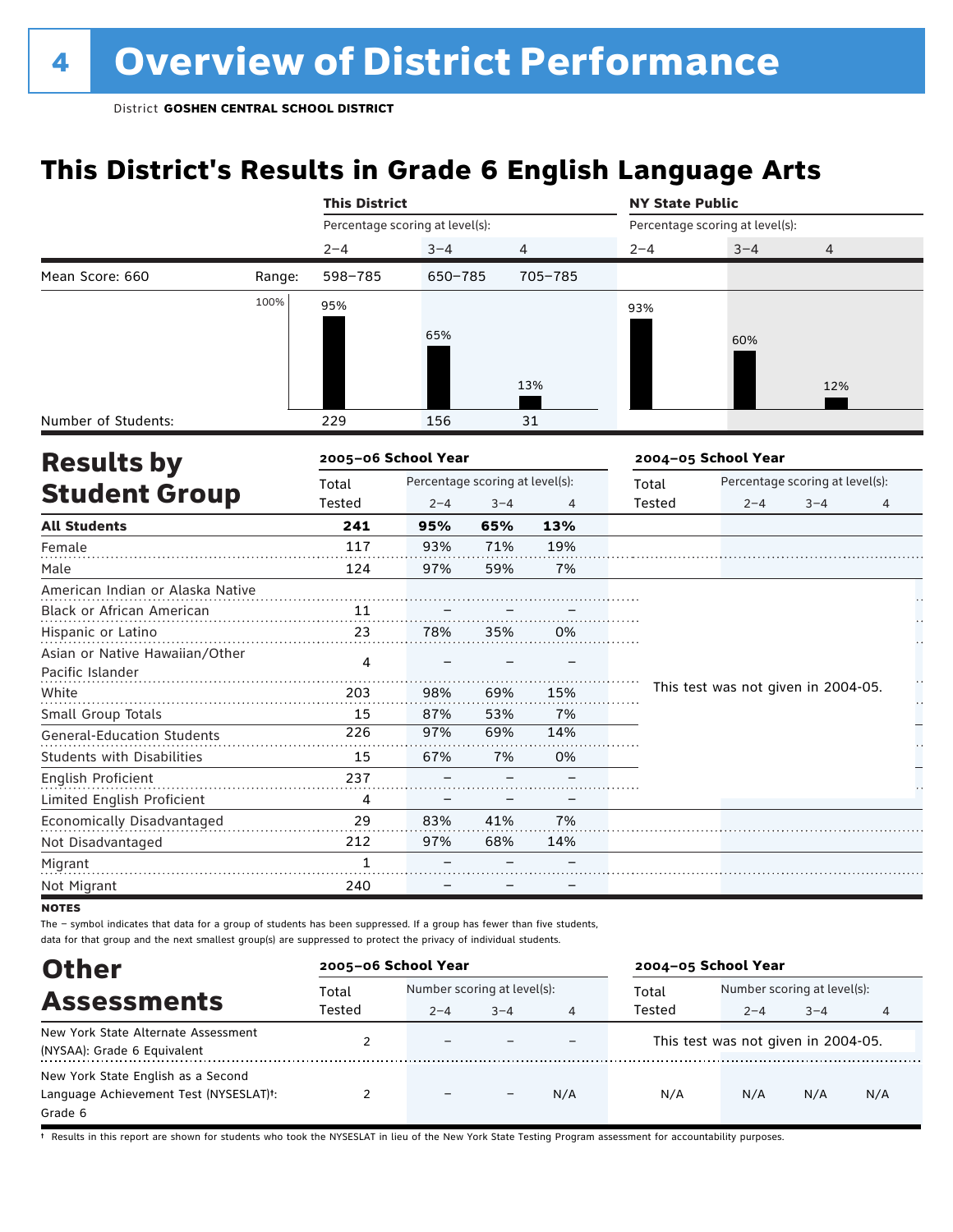# 4 Overview of District Performance

District **GOSHEN CENTRAL SCHOOL DISTRICT**

## This District's Results in Grade 6 English Language Arts

| | | This District | | | NY State Public | | |
|---|---|---|---|---|---|---|---|
| | | Percentage scoring at level(s): | | | Percentage scoring at level(s): | | |
| | | 2–4 | 3–4 | 4 | 2–4 | 3–4 | 4 |
| Mean Score: 660 | Range: | 598–785 | 650–785 | 705–785 | | | |
| | | 95% | 65% | 13% | 93% | 60% | 12% |
| Number of Students: | | 229 | 156 | 31 | | | |

## Results by Student Group

| | 2005–06 School Year | | | | 2004–05 School Year | | | |
|---|---|---|---|---|---|---|---|---|
| | Total Tested | Percentage scoring at level(s): 2–4 | 3–4 | 4 | Total Tested | Percentage scoring at level(s): 2–4 | 3–4 | 4 |
| **All Students** | **241** | **95%** | **65%** | **13%** | | | | |
| Female | 117 | 93% | 71% | 19% | | | | |
| Male | 124 | 97% | 59% | 7% | | | | |
| American Indian or Alaska Native | | | | | This test was not given in 2004-05. | | | |
| Black or African American | 11 | – | – | – | | | | |
| Hispanic or Latino | 23 | 78% | 35% | 0% | | | | |
| Asian or Native Hawaiian/Other Pacific Islander | 4 | – | – | – | | | | |
| White | 203 | 98% | 69% | 15% | | | | |
| Small Group Totals | 15 | 87% | 53% | 7% | | | | |
| General-Education Students | 226 | 97% | 69% | 14% | | | | |
| Students with Disabilities | 15 | 67% | 7% | 0% | | | | |
| English Proficient | 237 | – | – | – | | | | |
| Limited English Proficient | 4 | – | – | – | | | | |
| Economically Disadvantaged | 29 | 83% | 41% | 7% | | | | |
| Not Disadvantaged | 212 | 97% | 68% | 14% | | | | |
| Migrant | 1 | – | – | – | | | | |
| Not Migrant | 240 | – | – | – | | | | |

**NOTES**

The – symbol indicates that data for a group of students has been suppressed. If a group has fewer than five students, data for that group and the next smallest group(s) are suppressed to protect the privacy of individual students.

## Other Assessments

| | 2005–06 School Year | | | | 2004–05 School Year | | | |
|---|---|---|---|---|---|---|---|---|
| | Total Tested | Number scoring at level(s): 2–4 | 3–4 | 4 | Total Tested | Number scoring at level(s): 2–4 | 3–4 | 4 |
| New York State Alternate Assessment (NYSAA): Grade 6 Equivalent | 2 | – | – | – | This test was not given in 2004-05. | | | |
| New York State English as a Second Language Achievement Test (NYSESLAT)†: Grade 6 | 2 | – | – | N/A | N/A | N/A | N/A | N/A |

† Results in this report are shown for students who took the NYSESLAT in lieu of the New York State Testing Program assessment for accountability purposes.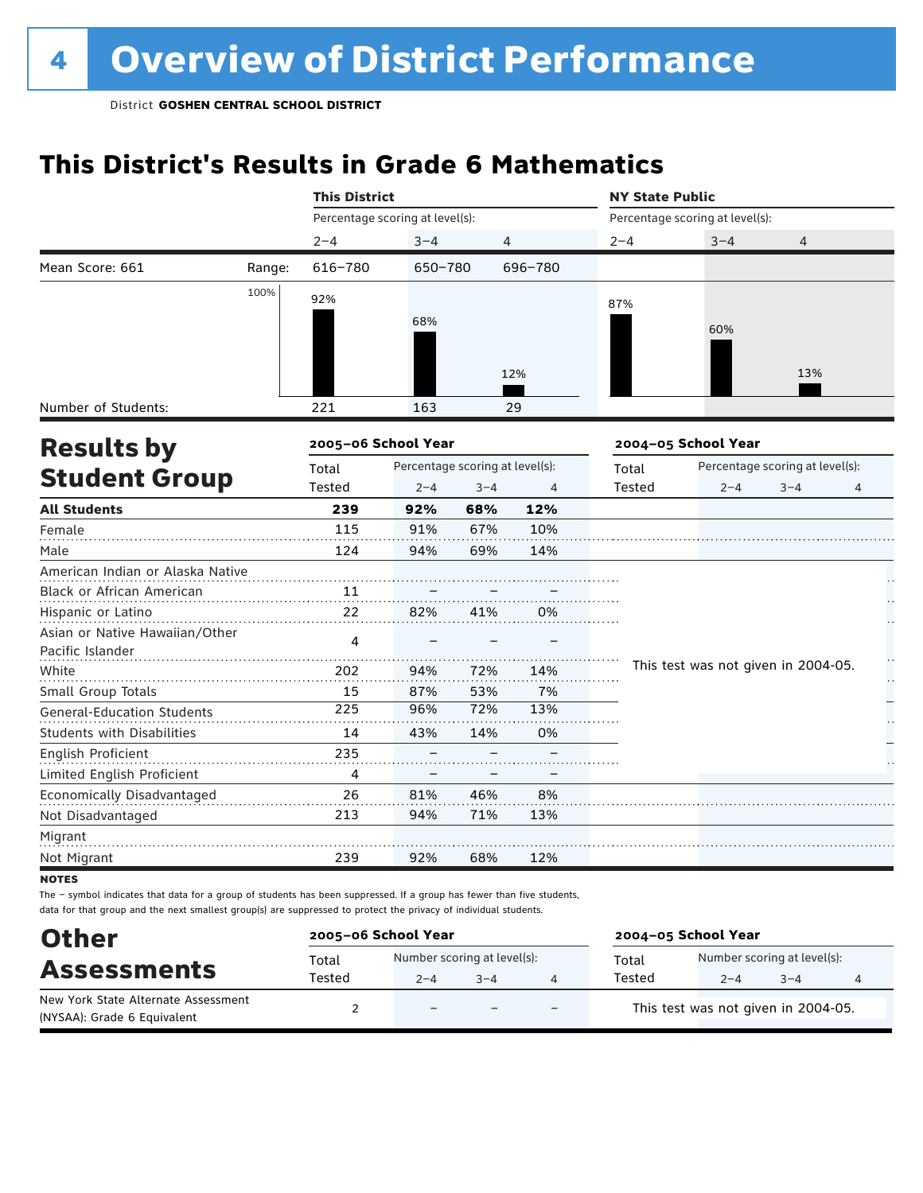# 4 Overview of District Performance

District **GOSHEN CENTRAL SCHOOL DISTRICT**

## This District's Results in Grade 6 Mathematics

| | | This District | | | NY State Public | | |
|---|---|---|---|---|---|---|---|
| | | Percentage scoring at level(s): | | | Percentage scoring at level(s): | | |
| | | 2–4 | 3–4 | 4 | 2–4 | 3–4 | 4 |
| Mean Score: 661 | Range: | 616–780 | 650–780 | 696–780 | | | |
| | | 92% | 68% | 12% | 87% | 60% | 13% |
| Number of Students: | | 221 | 163 | 29 | | | |

## Results by Student Group

| | 2005–06 School Year | | | | 2004–05 School Year | | | |
|---|---|---|---|---|---|---|---|---|
| | Total Tested | Percentage scoring at level(s): 2–4 | 3–4 | 4 | Total Tested | Percentage scoring at level(s): 2–4 | 3–4 | 4 |
| **All Students** | **239** | **92%** | **68%** | **12%** | | | | |
| Female | 115 | 91% | 67% | 10% | | | | |
| Male | 124 | 94% | 69% | 14% | | | | |
| American Indian or Alaska Native | | | | | This test was not given in 2004-05. | | | |
| Black or African American | 11 | – | – | – | | | | |
| Hispanic or Latino | 22 | 82% | 41% | 0% | | | | |
| Asian or Native Hawaiian/Other Pacific Islander | 4 | – | – | – | | | | |
| White | 202 | 94% | 72% | 14% | | | | |
| Small Group Totals | 15 | 87% | 53% | 7% | | | | |
| General-Education Students | 225 | 96% | 72% | 13% | | | | |
| Students with Disabilities | 14 | 43% | 14% | 0% | | | | |
| English Proficient | 235 | – | – | – | | | | |
| Limited English Proficient | 4 | – | – | – | | | | |
| Economically Disadvantaged | 26 | 81% | 46% | 8% | | | | |
| Not Disadvantaged | 213 | 94% | 71% | 13% | | | | |
| Migrant | | | | | | | | |
| Not Migrant | 239 | 92% | 68% | 12% | | | | |

**NOTES**

The – symbol indicates that data for a group of students has been suppressed. If a group has fewer than five students, data for that group and the next smallest group(s) are suppressed to protect the privacy of individual students.

## Other Assessments

| | 2005–06 School Year | | | | 2004–05 School Year | | | |
|---|---|---|---|---|---|---|---|---|
| | Total Tested | Number scoring at level(s): 2–4 | 3–4 | 4 | Total Tested | Number scoring at level(s): 2–4 | 3–4 | 4 |
| New York State Alternate Assessment (NYSAA): Grade 6 Equivalent | 2 | – | – | – | This test was not given in 2004-05. | | | |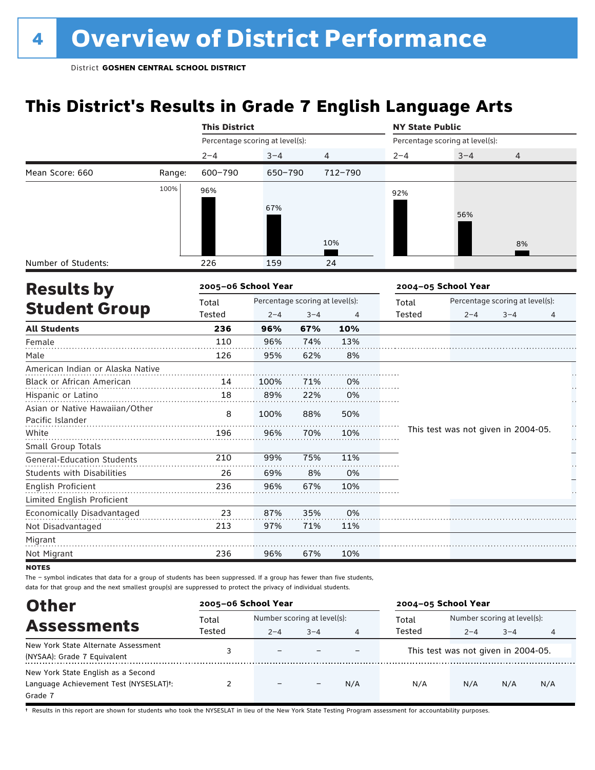# Overview of District Performance

District **GOSHEN CENTRAL SCHOOL DISTRICT**

## This District's Results in Grade 7 English Language Arts

| | | This District | | | NY State Public | | |
|---|---|---|---|---|---|---|---|
| | | Percentage scoring at level(s): | | | Percentage scoring at level(s): | | |
| | | 2–4 | 3–4 | 4 | 2–4 | 3–4 | 4 |
| Mean Score: 660 | Range: | 600–790 | 650–790 | 712–790 | | | |
| | | 96% | 67% | 10% | 92% | 56% | 8% |
| Number of Students: | | 226 | 159 | 24 | | | |

## Results by Student Group

| | 2005–06 School Year | | | | 2004–05 School Year | | | |
|---|---|---|---|---|---|---|---|---|
| | Total Tested | Percentage scoring at level(s): 2–4 | 3–4 | 4 | Total Tested | Percentage scoring at level(s): 2–4 | 3–4 | 4 |
| **All Students** | **236** | **96%** | **67%** | **10%** | | | | |
| Female | 110 | 96% | 74% | 13% | | | | |
| Male | 126 | 95% | 62% | 8% | | | | |
| American Indian or Alaska Native | | | | | This test was not given in 2004-05. | | | |
| Black or African American | 14 | 100% | 71% | 0% | | | | |
| Hispanic or Latino | 18 | 89% | 22% | 0% | | | | |
| Asian or Native Hawaiian/Other Pacific Islander | 8 | 100% | 88% | 50% | | | | |
| White | 196 | 96% | 70% | 10% | | | | |
| Small Group Totals | | | | | | | | |
| General-Education Students | 210 | 99% | 75% | 11% | | | | |
| Students with Disabilities | 26 | 69% | 8% | 0% | | | | |
| English Proficient | 236 | 96% | 67% | 10% | | | | |
| Limited English Proficient | | | | | | | | |
| Economically Disadvantaged | 23 | 87% | 35% | 0% | | | | |
| Not Disadvantaged | 213 | 97% | 71% | 11% | | | | |
| Migrant | | | | | | | | |
| Not Migrant | 236 | 96% | 67% | 10% | | | | |

**NOTES**

The – symbol indicates that data for a group of students has been suppressed. If a group has fewer than five students, data for that group and the next smallest group(s) are suppressed to protect the privacy of individual students.

## Other Assessments

| | 2005–06 School Year | | | | 2004–05 School Year | | | |
|---|---|---|---|---|---|---|---|---|
| | Total Tested | Number scoring at level(s): 2–4 | 3–4 | 4 | Total Tested | Number scoring at level(s): 2–4 | 3–4 | 4 |
| New York State Alternate Assessment (NYSAA): Grade 7 Equivalent | 3 | – | – | – | This test was not given in 2004-05. | | | |
| New York State English as a Second Language Achievement Test (NYSESLAT)†: Grade 7 | 2 | – | – | N/A | N/A | N/A | N/A | N/A |

† Results in this report are shown for students who took the NYSESLAT in lieu of the New York State Testing Program assessment for accountability purposes.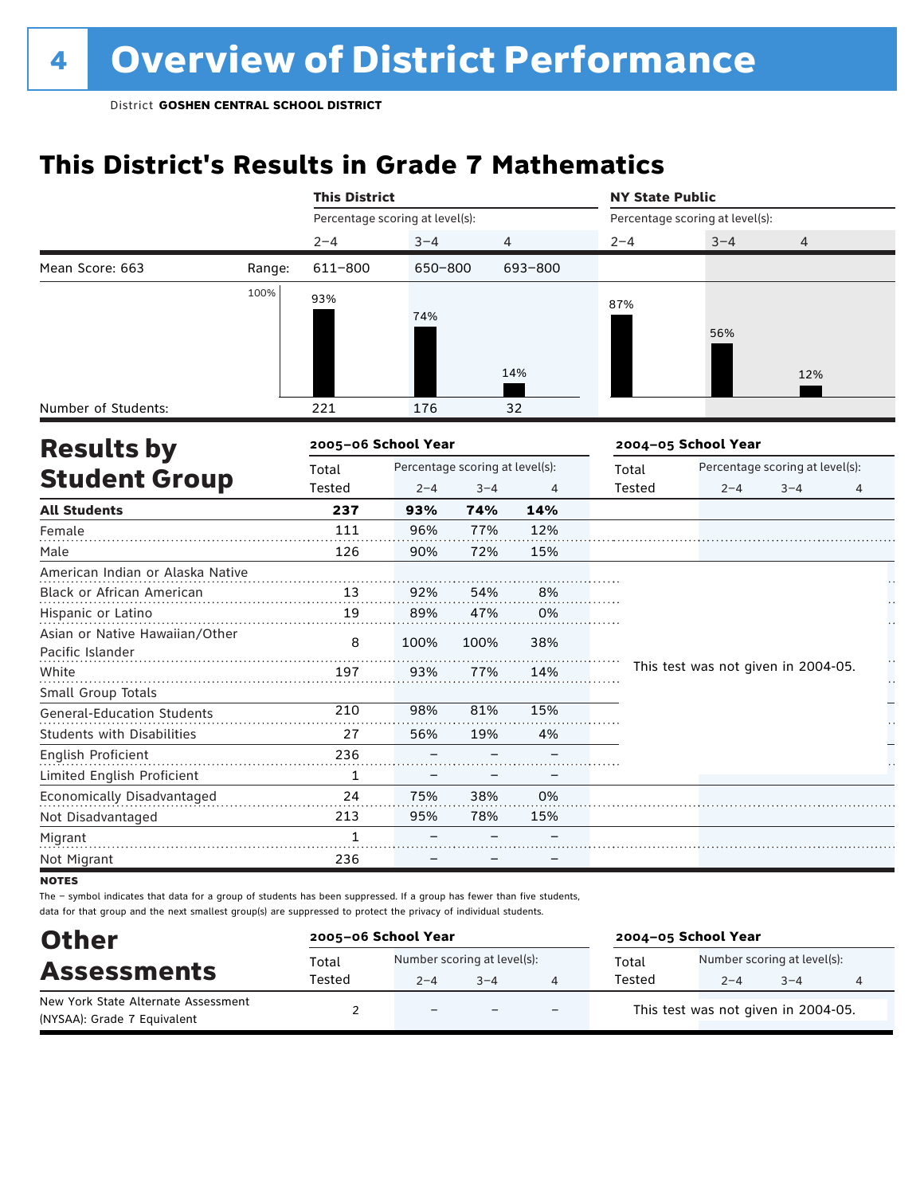# 4 Overview of District Performance

District **GOSHEN CENTRAL SCHOOL DISTRICT**

## This District's Results in Grade 7 Mathematics

| | | This District | | | NY State Public | | |
|---|---|---|---|---|---|---|---|
| | | Percentage scoring at level(s): | | | Percentage scoring at level(s): | | |
| | | 2–4 | 3–4 | 4 | 2–4 | 3–4 | 4 |
| Mean Score: 663 | Range: | 611–800 | 650–800 | 693–800 | | | |
| | | 93% | 74% | 14% | 87% | 56% | 12% |
| Number of Students: | | 221 | 176 | 32 | | | |

## Results by Student Group

| | 2005–06 School Year | | | | 2004–05 School Year | | | |
|---|---|---|---|---|---|---|---|---|
| | Total Tested | Percentage scoring at level(s): 2–4 | 3–4 | 4 | Total Tested | Percentage scoring at level(s): 2–4 | 3–4 | 4 |
| **All Students** | **237** | **93%** | **74%** | **14%** | | | | |
| Female | 111 | 96% | 77% | 12% | | | | |
| Male | 126 | 90% | 72% | 15% | | | | |
| American Indian or Alaska Native | | | | | This test was not given in 2004-05. | | | |
| Black or African American | 13 | 92% | 54% | 8% | | | | |
| Hispanic or Latino | 19 | 89% | 47% | 0% | | | | |
| Asian or Native Hawaiian/Other Pacific Islander | 8 | 100% | 100% | 38% | | | | |
| White | 197 | 93% | 77% | 14% | | | | |
| Small Group Totals | | | | | | | | |
| General-Education Students | 210 | 98% | 81% | 15% | | | | |
| Students with Disabilities | 27 | 56% | 19% | 4% | | | | |
| English Proficient | 236 | – | – | – | | | | |
| Limited English Proficient | 1 | – | – | – | | | | |
| Economically Disadvantaged | 24 | 75% | 38% | 0% | | | | |
| Not Disadvantaged | 213 | 95% | 78% | 15% | | | | |
| Migrant | 1 | – | – | – | | | | |
| Not Migrant | 236 | – | – | – | | | | |

**NOTES**

The – symbol indicates that data for a group of students has been suppressed. If a group has fewer than five students, data for that group and the next smallest group(s) are suppressed to protect the privacy of individual students.

## Other Assessments

| | 2005–06 School Year | | | | 2004–05 School Year | | | |
|---|---|---|---|---|---|---|---|---|
| | Total Tested | Number scoring at level(s): 2–4 | 3–4 | 4 | Total Tested | Number scoring at level(s): 2–4 | 3–4 | 4 |
| New York State Alternate Assessment (NYSAA): Grade 7 Equivalent | 2 | – | – | – | This test was not given in 2004-05. | | | |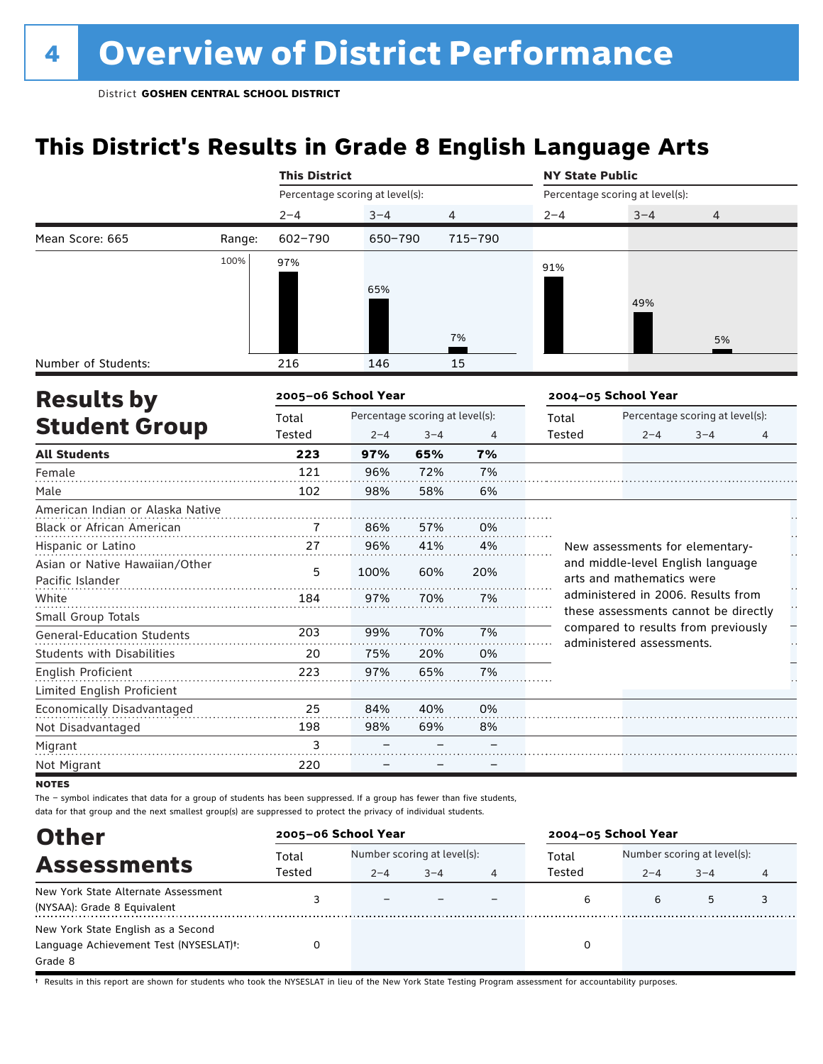# 4 Overview of District Performance

District **GOSHEN CENTRAL SCHOOL DISTRICT**

## This District's Results in Grade 8 English Language Arts

| | | This District | | | NY State Public | | |
|---|---|---|---|---|---|---|---|
| | | Percentage scoring at level(s): | | | Percentage scoring at level(s): | | |
| | | 2–4 | 3–4 | 4 | 2–4 | 3–4 | 4 |
| Mean Score: 665 | Range: | 602–790 | 650–790 | 715–790 | | | |
| | | 97% | 65% | 7% | 91% | 49% | 5% |
| Number of Students: | | 216 | 146 | 15 | | | |

## Results by Student Group

| | 2005–06 School Year | | | | 2004–05 School Year | | | |
|---|---|---|---|---|---|---|---|---|
| | Total Tested | Percentage scoring at level(s): 2–4 | 3–4 | 4 | Total Tested | Percentage scoring at level(s): 2–4 | 3–4 | 4 |
| **All Students** | **223** | **97%** | **65%** | **7%** | | | | |
| Female | 121 | 96% | 72% | 7% | | | | |
| Male | 102 | 98% | 58% | 6% | | | | |
| American Indian or Alaska Native | | | | | | | | |
| Black or African American | 7 | 86% | 57% | 0% | | | | |
| Hispanic or Latino | 27 | 96% | 41% | 4% | | | | |
| Asian or Native Hawaiian/Other Pacific Islander | 5 | 100% | 60% | 20% | | | | |
| White | 184 | 97% | 70% | 7% | | | | |
| Small Group Totals | | | | | | | | |
| General-Education Students | 203 | 99% | 70% | 7% | | | | |
| Students with Disabilities | 20 | 75% | 20% | 0% | | | | |
| English Proficient | 223 | 97% | 65% | 7% | | | | |
| Limited English Proficient | | | | | | | | |
| Economically Disadvantaged | 25 | 84% | 40% | 0% | | | | |
| Not Disadvantaged | 198 | 98% | 69% | 8% | | | | |
| Migrant | 3 | – | – | – | | | | |
| Not Migrant | 220 | – | – | – | | | | |

New assessments for elementary- and middle-level English language arts and mathematics were administered in 2006. Results from these assessments cannot be directly compared to results from previously administered assessments.

**NOTES**

The – symbol indicates that data for a group of students has been suppressed. If a group has fewer than five students, data for that group and the next smallest group(s) are suppressed to protect the privacy of individual students.

## Other Assessments

| | 2005–06 School Year | | | | 2004–05 School Year | | | |
|---|---|---|---|---|---|---|---|---|
| | Total Tested | Number scoring at level(s): 2–4 | 3–4 | 4 | Total Tested | Number scoring at level(s): 2–4 | 3–4 | 4 |
| New York State Alternate Assessment (NYSAA): Grade 8 Equivalent | 3 | – | – | – | 6 | 6 | 5 | 3 |
| New York State English as a Second Language Achievement Test (NYSESLAT)†: Grade 8 | 0 | | | | 0 | | | |

† Results in this report are shown for students who took the NYSESLAT in lieu of the New York State Testing Program assessment for accountability purposes.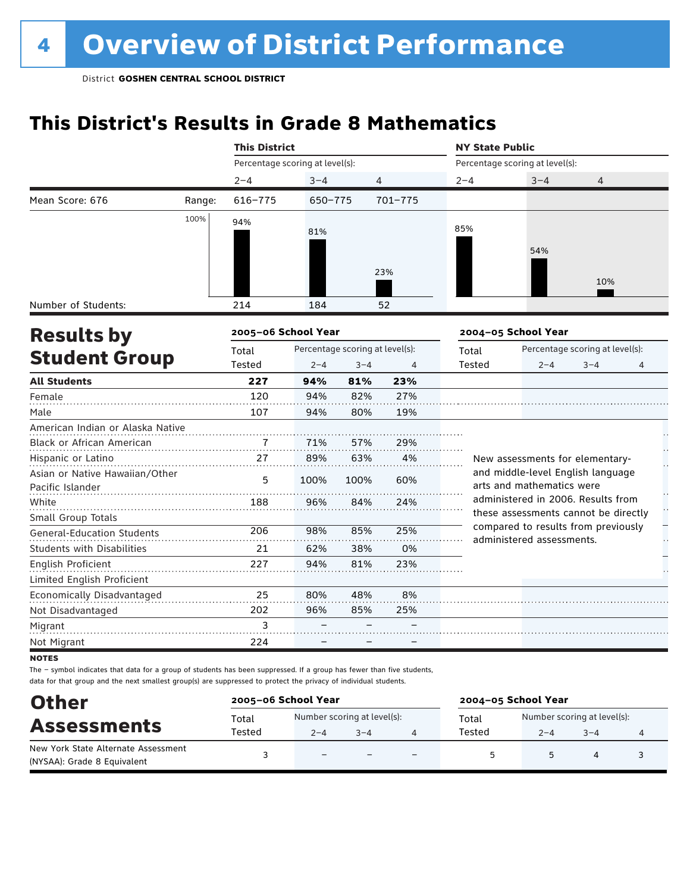# 4 Overview of District Performance

District **GOSHEN CENTRAL SCHOOL DISTRICT**

## This District's Results in Grade 8 Mathematics

| | | This District | | | NY State Public | | |
|---|---|---|---|---|---|---|---|
| | | Percentage scoring at level(s): | | | Percentage scoring at level(s): | | |
| | | 2–4 | 3–4 | 4 | 2–4 | 3–4 | 4 |
| Mean Score: 676 | Range: | 616–775 | 650–775 | 701–775 | | | |
| | | 94% | 81% | 23% | 85% | 54% | 10% |
| Number of Students: | | 214 | 184 | 52 | | | |

## Results by Student Group

| | 2005–06 School Year | | | | 2004–05 School Year | | | |
|---|---|---|---|---|---|---|---|---|
| | Total Tested | Percentage scoring at level(s): 2–4 | 3–4 | 4 | Total Tested | Percentage scoring at level(s): 2–4 | 3–4 | 4 |
| **All Students** | **227** | **94%** | **81%** | **23%** | | | | |
| Female | 120 | 94% | 82% | 27% | | | | |
| Male | 107 | 94% | 80% | 19% | | | | |
| American Indian or Alaska Native | | | | | | | | |
| Black or African American | 7 | 71% | 57% | 29% | | | | |
| Hispanic or Latino | 27 | 89% | 63% | 4% | | | | |
| Asian or Native Hawaiian/Other Pacific Islander | 5 | 100% | 100% | 60% | | | | |
| White | 188 | 96% | 84% | 24% | | | | |
| Small Group Totals | | | | | | | | |
| General-Education Students | 206 | 98% | 85% | 25% | | | | |
| Students with Disabilities | 21 | 62% | 38% | 0% | | | | |
| English Proficient | 227 | 94% | 81% | 23% | | | | |
| Limited English Proficient | | | | | | | | |
| Economically Disadvantaged | 25 | 80% | 48% | 8% | | | | |
| Not Disadvantaged | 202 | 96% | 85% | 25% | | | | |
| Migrant | 3 | – | – | – | | | | |
| Not Migrant | 224 | – | – | – | | | | |

New assessments for elementary- and middle-level English language arts and mathematics were administered in 2006. Results from these assessments cannot be directly compared to results from previously administered assessments.

**NOTES**

The – symbol indicates that data for a group of students has been suppressed. If a group has fewer than five students, data for that group and the next smallest group(s) are suppressed to protect the privacy of individual students.

## Other Assessments

| | 2005–06 School Year | | | | 2004–05 School Year | | | |
|---|---|---|---|---|---|---|---|---|
| | Total Tested | Number scoring at level(s): 2–4 | 3–4 | 4 | Total Tested | Number scoring at level(s): 2–4 | 3–4 | 4 |
| New York State Alternate Assessment (NYSAA): Grade 8 Equivalent | 3 | – | – | – | 5 | 5 | 4 | 3 |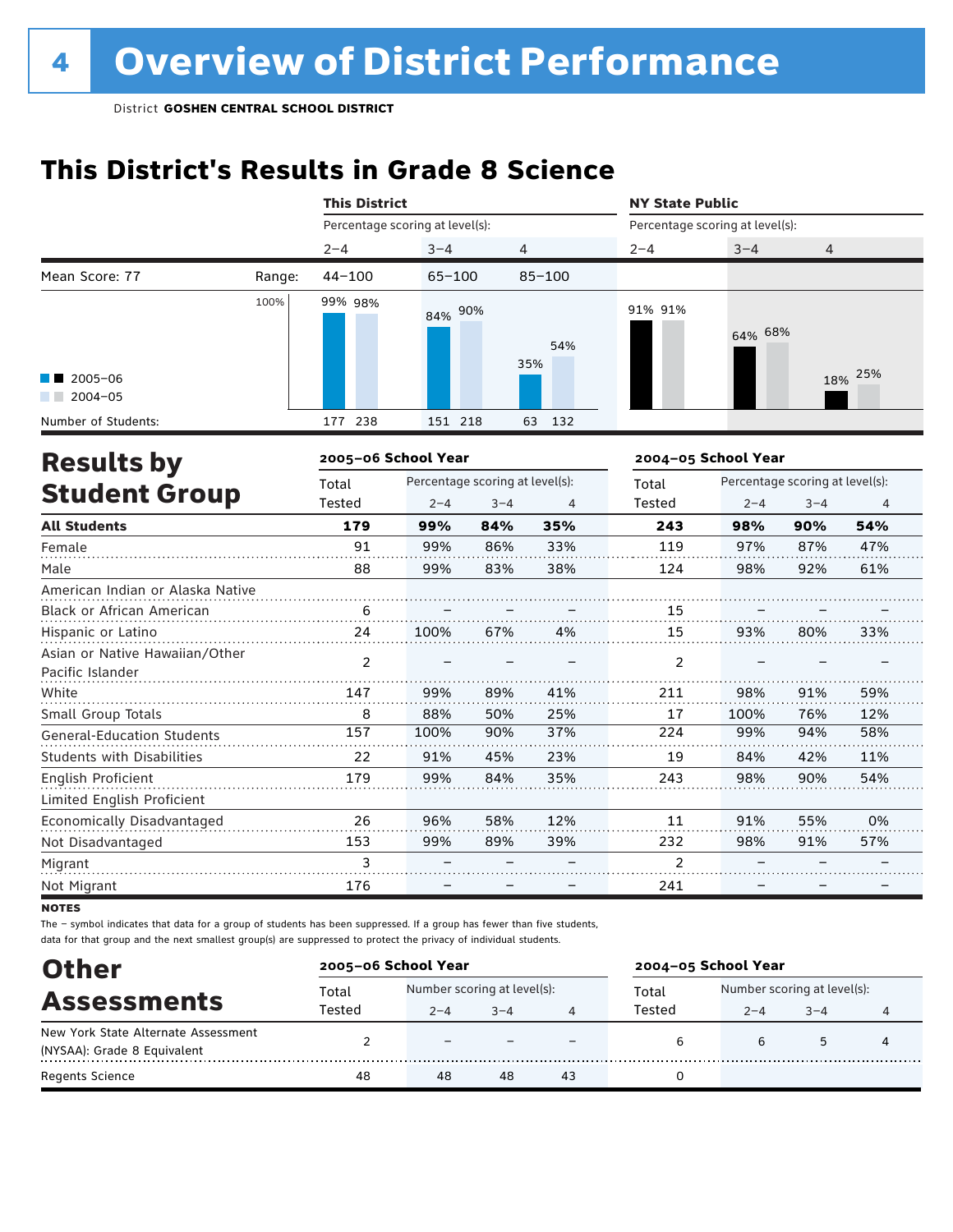# 4 Overview of District Performance

District **GOSHEN CENTRAL SCHOOL DISTRICT**

## This District's Results in Grade 8 Science

| | | This District | | | NY State Public | | |
|---|---|---|---|---|---|---|---|
| | | Percentage scoring at level(s): | | | Percentage scoring at level(s): | | |
| | | 2–4 | 3–4 | 4 | 2–4 | 3–4 | 4 |
| Mean Score: 77 | Range: | 44–100 | 65–100 | 85–100 | | | |
| 2005–06 | | 99% | 84% | 35% | 91% | 64% | 18% |
| 2004–05 | | 98% | 90% | 54% | 91% | 68% | 25% |
| Number of Students: 2005–06 | | 177 | 151 | 63 | | | |
| Number of Students: 2004–05 | | 238 | 218 | 132 | | | |

## Results by Student Group

| | 2005–06 School Year | | | | 2004–05 School Year | | | |
|---|---|---|---|---|---|---|---|---|
| | Total Tested | Percentage scoring at level(s): 2–4 | 3–4 | 4 | Total Tested | Percentage scoring at level(s): 2–4 | 3–4 | 4 |
| **All Students** | **179** | **99%** | **84%** | **35%** | **243** | **98%** | **90%** | **54%** |
| Female | 91 | 99% | 86% | 33% | 119 | 97% | 87% | 47% |
| Male | 88 | 99% | 83% | 38% | 124 | 98% | 92% | 61% |
| American Indian or Alaska Native | | | | | | | | |
| Black or African American | 6 | – | – | – | 15 | – | – | – |
| Hispanic or Latino | 24 | 100% | 67% | 4% | 15 | 93% | 80% | 33% |
| Asian or Native Hawaiian/Other Pacific Islander | 2 | – | – | – | 2 | – | – | – |
| White | 147 | 99% | 89% | 41% | 211 | 98% | 91% | 59% |
| Small Group Totals | 8 | 88% | 50% | 25% | 17 | 100% | 76% | 12% |
| General-Education Students | 157 | 100% | 90% | 37% | 224 | 99% | 94% | 58% |
| Students with Disabilities | 22 | 91% | 45% | 23% | 19 | 84% | 42% | 11% |
| English Proficient | 179 | 99% | 84% | 35% | 243 | 98% | 90% | 54% |
| Limited English Proficient | | | | | | | | |
| Economically Disadvantaged | 26 | 96% | 58% | 12% | 11 | 91% | 55% | 0% |
| Not Disadvantaged | 153 | 99% | 89% | 39% | 232 | 98% | 91% | 57% |
| Migrant | 3 | – | – | – | 2 | – | – | – |
| Not Migrant | 176 | – | – | – | 241 | – | – | – |

**NOTES**

The – symbol indicates that data for a group of students has been suppressed. If a group has fewer than five students, data for that group and the next smallest group(s) are suppressed to protect the privacy of individual students.

## Other Assessments

| | 2005–06 School Year | | | | 2004–05 School Year | | | |
|---|---|---|---|---|---|---|---|---|
| | Total Tested | Number scoring at level(s): 2–4 | 3–4 | 4 | Total Tested | Number scoring at level(s): 2–4 | 3–4 | 4 |
| New York State Alternate Assessment (NYSAA): Grade 8 Equivalent | 2 | – | – | – | 6 | 6 | 5 | 4 |
| Regents Science | 48 | 48 | 48 | 43 | 0 | | | |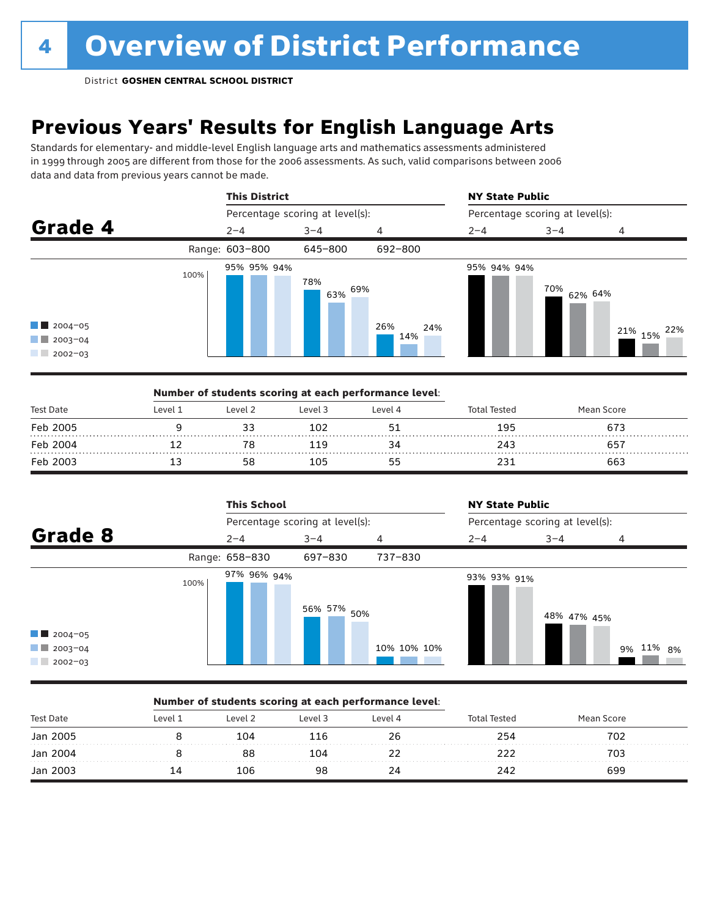# Overview of District Performance

District **GOSHEN CENTRAL SCHOOL DISTRICT**

## Previous Years' Results for English Language Arts

Standards for elementary- and middle-level English language arts and mathematics assessments administered in 1999 through 2005 are different from those for the 2006 assessments. As such, valid comparisons between 2006 data and data from previous years cannot be made.

### Grade 4

| | This District 2–4 | This District 3–4 | This District 4 | NY State Public 2–4 | NY State Public 3–4 | NY State Public 4 |
|---|---|---|---|---|---|---|
| Range | 603–800 | 645–800 | 692–800 | | | |
| 2004–05 | 95% | 78% | 26% | 95% | 70% | 21% |
| 2003–04 | 95% | 63% | 14% | 94% | 62% | 15% |
| 2002–03 | 94% | 69% | 24% | 94% | 64% | 22% |

**Number of students scoring at each performance level:**

| Test Date | Level 1 | Level 2 | Level 3 | Level 4 | Total Tested | Mean Score |
|---|---|---|---|---|---|---|
| Feb 2005 | 9 | 33 | 102 | 51 | 195 | 673 |
| Feb 2004 | 12 | 78 | 119 | 34 | 243 | 657 |
| Feb 2003 | 13 | 58 | 105 | 55 | 231 | 663 |

### Grade 8

| | This School 2–4 | This School 3–4 | This School 4 | NY State Public 2–4 | NY State Public 3–4 | NY State Public 4 |
|---|---|---|---|---|---|---|
| Range | 658–830 | 697–830 | 737–830 | | | |
| 2004–05 | 97% | 56% | 10% | 93% | 48% | 9% |
| 2003–04 | 96% | 57% | 10% | 93% | 47% | 11% |
| 2002–03 | 94% | 50% | 10% | 91% | 45% | 8% |

**Number of students scoring at each performance level:**

| Test Date | Level 1 | Level 2 | Level 3 | Level 4 | Total Tested | Mean Score |
|---|---|---|---|---|---|---|
| Jan 2005 | 8 | 104 | 116 | 26 | 254 | 702 |
| Jan 2004 | 8 | 88 | 104 | 22 | 222 | 703 |
| Jan 2003 | 14 | 106 | 98 | 24 | 242 | 699 |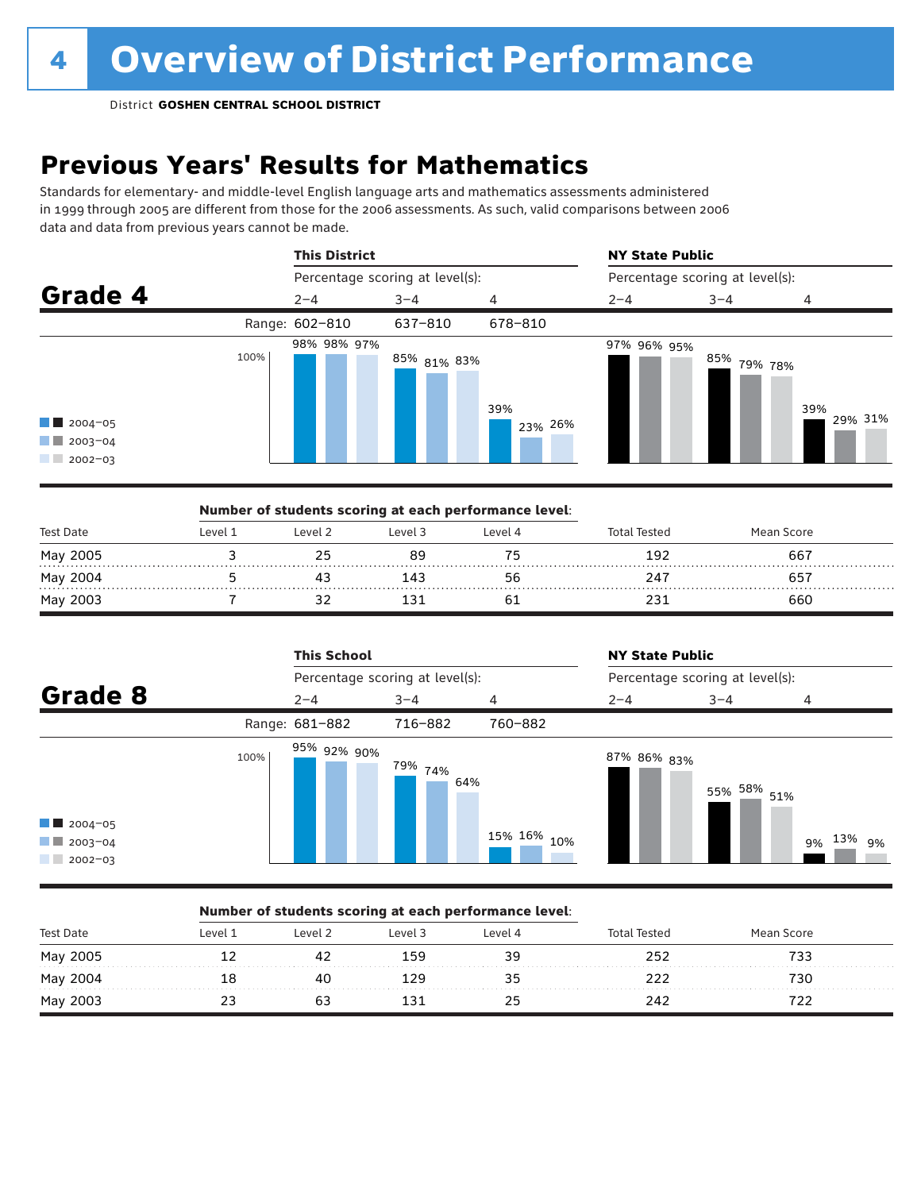# Overview of District Performance

District **GOSHEN CENTRAL SCHOOL DISTRICT**

## Previous Years' Results for Mathematics

Standards for elementary- and middle-level English language arts and mathematics assessments administered in 1999 through 2005 are different from those for the 2006 assessments. As such, valid comparisons between 2006 data and data from previous years cannot be made.

### Grade 4

| | This District | | | NY State Public | | |
|---|---|---|---|---|---|---|
| | Percentage scoring at level(s): | | | Percentage scoring at level(s): | | |
| | 2–4 | 3–4 | 4 | 2–4 | 3–4 | 4 |
| Range: | 602–810 | 637–810 | 678–810 | | | |
| 2004–05 | 98% | 85% | 39% | 97% | 85% | 39% |
| 2003–04 | 98% | 81% | 23% | 96% | 79% | 29% |
| 2002–03 | 97% | 83% | 26% | 95% | 78% | 31% |

**Number of students scoring at each performance level:**

| Test Date | Level 1 | Level 2 | Level 3 | Level 4 | Total Tested | Mean Score |
|---|---|---|---|---|---|---|
| May 2005 | 3 | 25 | 89 | 75 | 192 | 667 |
| May 2004 | 5 | 43 | 143 | 56 | 247 | 657 |
| May 2003 | 7 | 32 | 131 | 61 | 231 | 660 |

### Grade 8

| | This School | | | NY State Public | | |
|---|---|---|---|---|---|---|
| | Percentage scoring at level(s): | | | Percentage scoring at level(s): | | |
| | 2–4 | 3–4 | 4 | 2–4 | 3–4 | 4 |
| Range: | 681–882 | 716–882 | 760–882 | | | |
| 2004–05 | 95% | 79% | 15% | 87% | 55% | 9% |
| 2003–04 | 92% | 74% | 16% | 86% | 58% | 13% |
| 2002–03 | 90% | 64% | 10% | 83% | 51% | 9% |

**Number of students scoring at each performance level:**

| Test Date | Level 1 | Level 2 | Level 3 | Level 4 | Total Tested | Mean Score |
|---|---|---|---|---|---|---|
| May 2005 | 12 | 42 | 159 | 39 | 252 | 733 |
| May 2004 | 18 | 40 | 129 | 35 | 222 | 730 |
| May 2003 | 23 | 63 | 131 | 25 | 242 | 722 |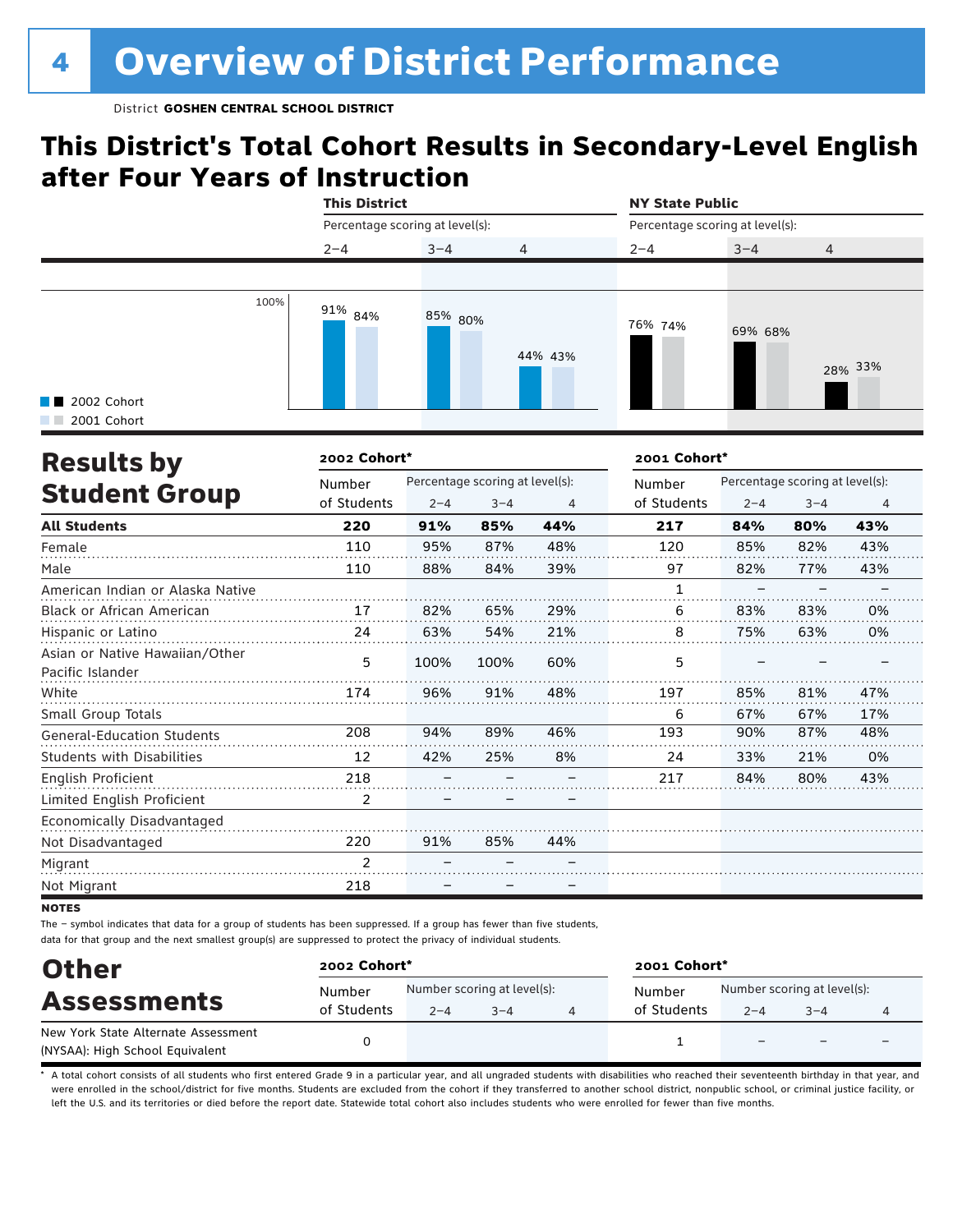# 4 Overview of District Performance

District **GOSHEN CENTRAL SCHOOL DISTRICT**

## This District's Total Cohort Results in Secondary-Level English after Four Years of Instruction

| | This District | | | NY State Public | | |
|---|---|---|---|---|---|---|
| | Percentage scoring at level(s): | | | Percentage scoring at level(s): | | |
| | 2–4 | 3–4 | 4 | 2–4 | 3–4 | 4 |
| 2002 Cohort | 91% | 85% | 44% | 76% | 69% | 28% |
| 2001 Cohort | 84% | 80% | 43% | 74% | 68% | 33% |

## Results by Student Group

| | 2002 Cohort* | | | | 2001 Cohort* | | | |
|---|---|---|---|---|---|---|---|---|
| | Number of Students | Percentage scoring at level(s): 2–4 | 3–4 | 4 | Number of Students | Percentage scoring at level(s): 2–4 | 3–4 | 4 |
| **All Students** | **220** | **91%** | **85%** | **44%** | **217** | **84%** | **80%** | **43%** |
| Female | 110 | 95% | 87% | 48% | 120 | 85% | 82% | 43% |
| Male | 110 | 88% | 84% | 39% | 97 | 82% | 77% | 43% |
| American Indian or Alaska Native | | | | | 1 | – | – | – |
| Black or African American | 17 | 82% | 65% | 29% | 6 | 83% | 83% | 0% |
| Hispanic or Latino | 24 | 63% | 54% | 21% | 8 | 75% | 63% | 0% |
| Asian or Native Hawaiian/Other Pacific Islander | 5 | 100% | 100% | 60% | 5 | – | – | – |
| White | 174 | 96% | 91% | 48% | 197 | 85% | 81% | 47% |
| Small Group Totals | | | | | 6 | 67% | 67% | 17% |
| General-Education Students | 208 | 94% | 89% | 46% | 193 | 90% | 87% | 48% |
| Students with Disabilities | 12 | 42% | 25% | 8% | 24 | 33% | 21% | 0% |
| English Proficient | 218 | – | – | – | 217 | 84% | 80% | 43% |
| Limited English Proficient | 2 | – | – | – | | | | |
| Economically Disadvantaged | | | | | | | | |
| Not Disadvantaged | 220 | 91% | 85% | 44% | | | | |
| Migrant | 2 | – | – | – | | | | |
| Not Migrant | 218 | – | – | – | | | | |

**NOTES**

The – symbol indicates that data for a group of students has been suppressed. If a group has fewer than five students, data for that group and the next smallest group(s) are suppressed to protect the privacy of individual students.

## Other Assessments

| | 2002 Cohort* | | | | 2001 Cohort* | | | |
|---|---|---|---|---|---|---|---|---|
| | Number of Students | Number scoring at level(s): 2–4 | 3–4 | 4 | Number of Students | Number scoring at level(s): 2–4 | 3–4 | 4 |
| New York State Alternate Assessment (NYSAA): High School Equivalent | 0 | | | | 1 | – | – | – |

\* A total cohort consists of all students who first entered Grade 9 in a particular year, and all ungraded students with disabilities who reached their seventeenth birthday in that year, and were enrolled in the school/district for five months. Students are excluded from the cohort if they transferred to another school district, nonpublic school, or criminal justice facility, or left the U.S. and its territories or died before the report date. Statewide total cohort also includes students who were enrolled for fewer than five months.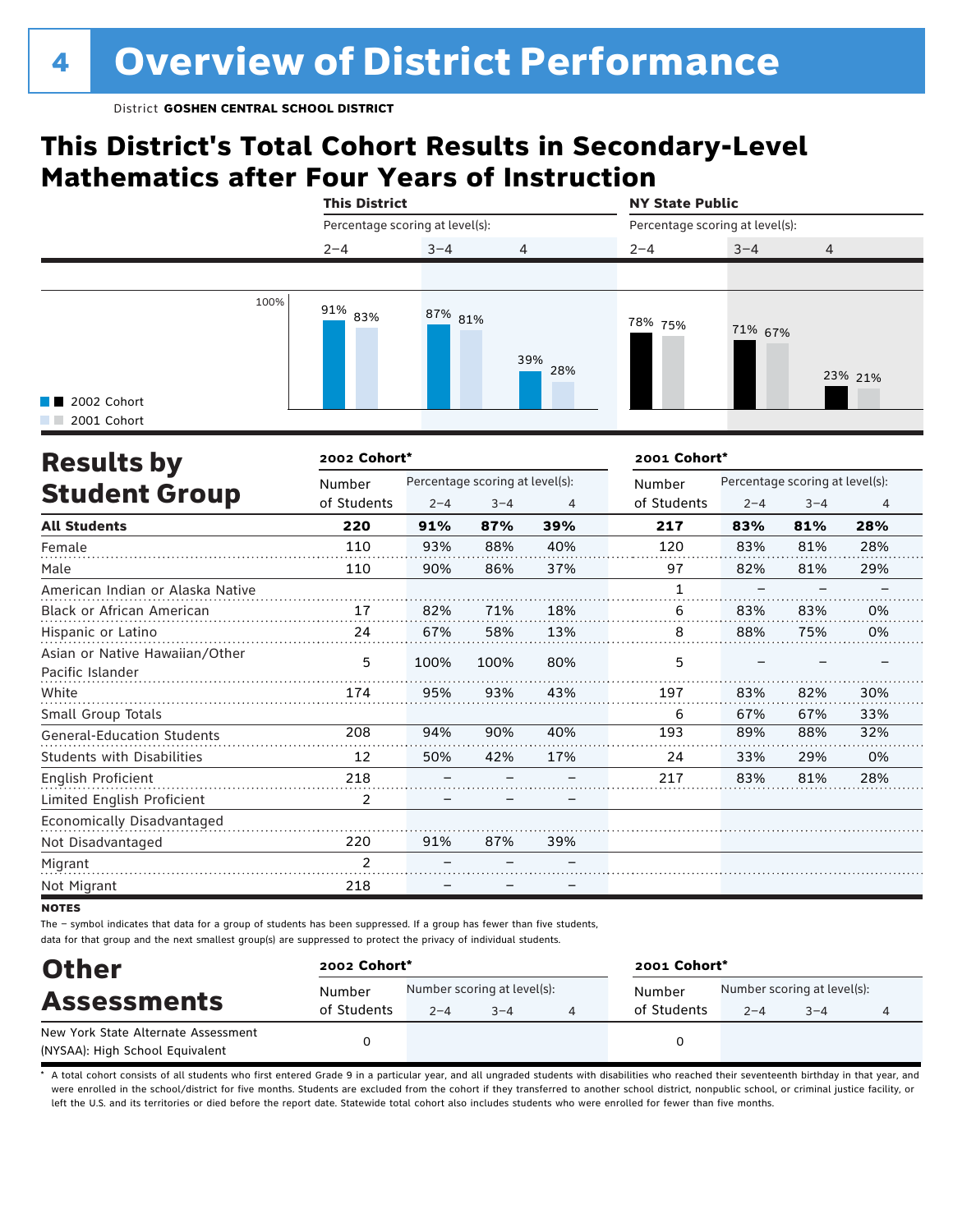# 4 Overview of District Performance

District **GOSHEN CENTRAL SCHOOL DISTRICT**

## This District's Total Cohort Results in Secondary-Level Mathematics after Four Years of Instruction

| | This District | | | NY State Public | | |
|---|---|---|---|---|---|---|
| | Percentage scoring at level(s): | | | Percentage scoring at level(s): | | |
| | 2–4 | 3–4 | 4 | 2–4 | 3–4 | 4 |
| 2002 Cohort | 91% | 87% | 39% | 78% | 71% | 23% |
| 2001 Cohort | 83% | 81% | 28% | 75% | 67% | 21% |

## Results by Student Group

| | 2002 Cohort* | | | | 2001 Cohort* | | | |
|---|---|---|---|---|---|---|---|---|
| | Number of Students | Percentage scoring at level(s): 2–4 | 3–4 | 4 | Number of Students | Percentage scoring at level(s): 2–4 | 3–4 | 4 |
| **All Students** | **220** | **91%** | **87%** | **39%** | **217** | **83%** | **81%** | **28%** |
| Female | 110 | 93% | 88% | 40% | 120 | 83% | 81% | 28% |
| Male | 110 | 90% | 86% | 37% | 97 | 82% | 81% | 29% |
| American Indian or Alaska Native | | | | | 1 | – | – | – |
| Black or African American | 17 | 82% | 71% | 18% | 6 | 83% | 83% | 0% |
| Hispanic or Latino | 24 | 67% | 58% | 13% | 8 | 88% | 75% | 0% |
| Asian or Native Hawaiian/Other Pacific Islander | 5 | 100% | 100% | 80% | 5 | – | – | – |
| White | 174 | 95% | 93% | 43% | 197 | 83% | 82% | 30% |
| Small Group Totals | | | | | 6 | 67% | 67% | 33% |
| General-Education Students | 208 | 94% | 90% | 40% | 193 | 89% | 88% | 32% |
| Students with Disabilities | 12 | 50% | 42% | 17% | 24 | 33% | 29% | 0% |
| English Proficient | 218 | – | – | – | 217 | 83% | 81% | 28% |
| Limited English Proficient | 2 | – | – | – | | | | |
| Economically Disadvantaged | | | | | | | | |
| Not Disadvantaged | 220 | 91% | 87% | 39% | | | | |
| Migrant | 2 | – | – | – | | | | |
| Not Migrant | 218 | – | – | – | | | | |

**NOTES**

The – symbol indicates that data for a group of students has been suppressed. If a group has fewer than five students, data for that group and the next smallest group(s) are suppressed to protect the privacy of individual students.

## Other Assessments

| | 2002 Cohort* | | | | 2001 Cohort* | | | |
|---|---|---|---|---|---|---|---|---|
| | Number of Students | Number scoring at level(s): 2–4 | 3–4 | 4 | Number of Students | Number scoring at level(s): 2–4 | 3–4 | 4 |
| New York State Alternate Assessment (NYSAA): High School Equivalent | 0 | | | | 0 | | | |

\* A total cohort consists of all students who first entered Grade 9 in a particular year, and all ungraded students with disabilities who reached their seventeenth birthday in that year, and were enrolled in the school/district for five months. Students are excluded from the cohort if they transferred to another school district, nonpublic school, or criminal justice facility, or left the U.S. and its territories or died before the report date. Statewide total cohort also includes students who were enrolled for fewer than five months.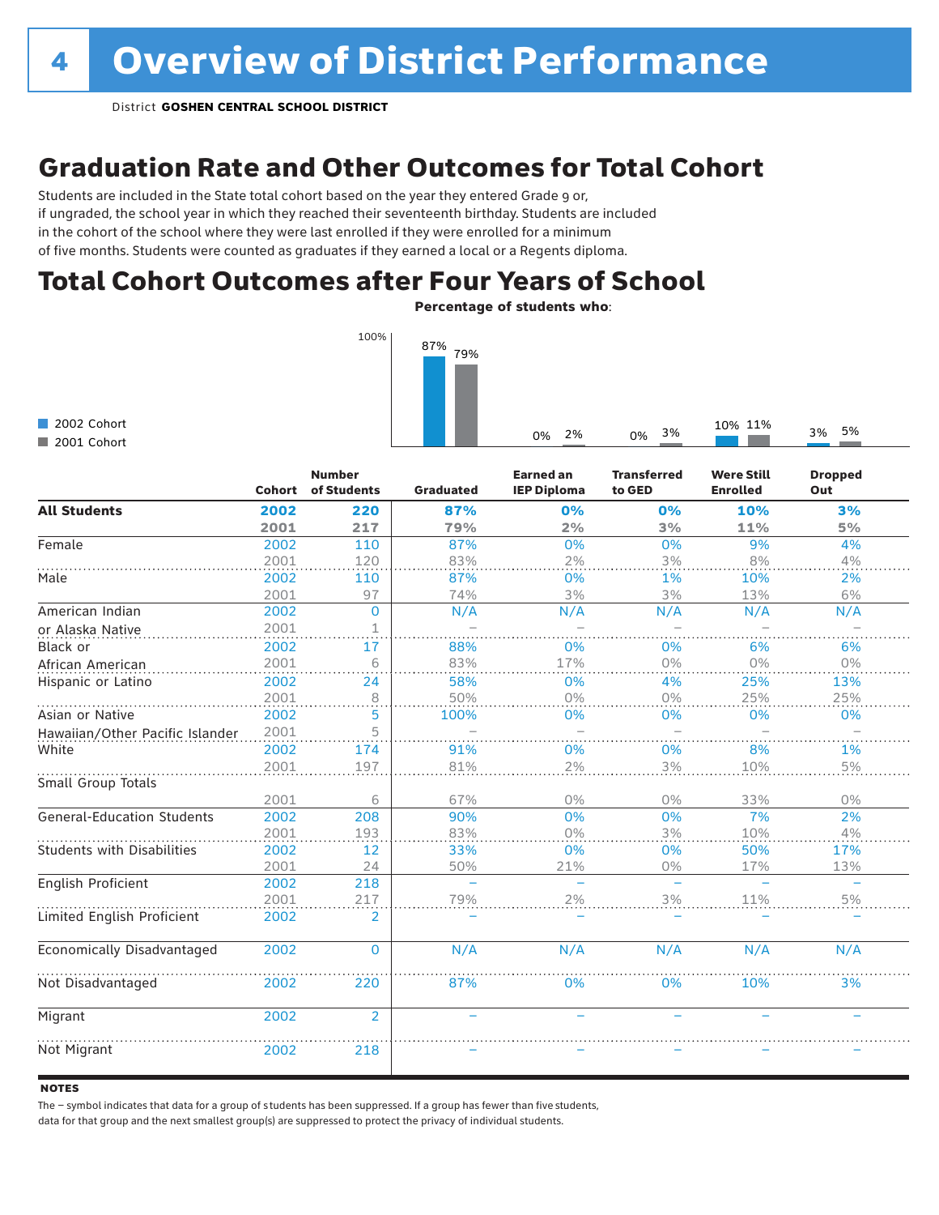# 4 Overview of District Performance

District **GOSHEN CENTRAL SCHOOL DISTRICT**

## Graduation Rate and Other Outcomes for Total Cohort

Students are included in the State total cohort based on the year they entered Grade 9 or, if ungraded, the school year in which they reached their seventeenth birthday. Students are included in the cohort of the school where they were last enrolled if they were enrolled for a minimum of five months. Students were counted as graduates if they earned a local or a Regents diploma.

## Total Cohort Outcomes after Four Years of School

**Percentage of students who:**

| | 2002 Cohort | 2001 Cohort |
|---|---|---|
| Graduated | 87% | 79% |
| Earned an IEP Diploma | 0% | 2% |
| Transferred to GED | 0% | 3% |
| Were Still Enrolled | 10% | 11% |
| Dropped Out | 3% | 5% |

| | Cohort | Number of Students | Graduated | Earned an IEP Diploma | Transferred to GED | Were Still Enrolled | Dropped Out |
|---|---|---|---|---|---|---|---|
| **All Students** | **2002** | **220** | **87%** | **0%** | **0%** | **10%** | **3%** |
| | **2001** | **217** | **79%** | **2%** | **3%** | **11%** | **5%** |
| Female | 2002 | 110 | 87% | 0% | 0% | 9% | 4% |
| | 2001 | 120 | 83% | 2% | 3% | 8% | 4% |
| Male | 2002 | 110 | 87% | 0% | 1% | 10% | 2% |
| | 2001 | 97 | 74% | 3% | 3% | 13% | 6% |
| American Indian or Alaska Native | 2002 | 0 | N/A | N/A | N/A | N/A | N/A |
| | 2001 | 1 | – | – | – | – | – |
| Black or African American | 2002 | 17 | 88% | 0% | 0% | 6% | 6% |
| | 2001 | 6 | 83% | 17% | 0% | 0% | 0% |
| Hispanic or Latino | 2002 | 24 | 58% | 0% | 4% | 25% | 13% |
| | 2001 | 8 | 50% | 0% | 0% | 25% | 25% |
| Asian or Native Hawaiian/Other Pacific Islander | 2002 | 5 | 100% | 0% | 0% | 0% | 0% |
| | 2001 | 5 | – | – | – | – | – |
| White | 2002 | 174 | 91% | 0% | 0% | 8% | 1% |
| | 2001 | 197 | 81% | 2% | 3% | 10% | 5% |
| Small Group Totals | | | | | | | |
| | 2001 | 6 | 67% | 0% | 0% | 33% | 0% |
| General-Education Students | 2002 | 208 | 90% | 0% | 0% | 7% | 2% |
| | 2001 | 193 | 83% | 0% | 3% | 10% | 4% |
| Students with Disabilities | 2002 | 12 | 33% | 0% | 0% | 50% | 17% |
| | 2001 | 24 | 50% | 21% | 0% | 17% | 13% |
| English Proficient | 2002 | 218 | – | – | – | – | – |
| | 2001 | 217 | 79% | 2% | 3% | 11% | 5% |
| Limited English Proficient | 2002 | 2 | – | – | – | – | – |
| Economically Disadvantaged | 2002 | 0 | N/A | N/A | N/A | N/A | N/A |
| Not Disadvantaged | 2002 | 220 | 87% | 0% | 0% | 10% | 3% |
| Migrant | 2002 | 2 | – | – | – | – | – |
| Not Migrant | 2002 | 218 | – | – | – | – | – |

**NOTES**

The – symbol indicates that data for a group of students has been suppressed. If a group has fewer than five students, data for that group and the next smallest group(s) are suppressed to protect the privacy of individual students.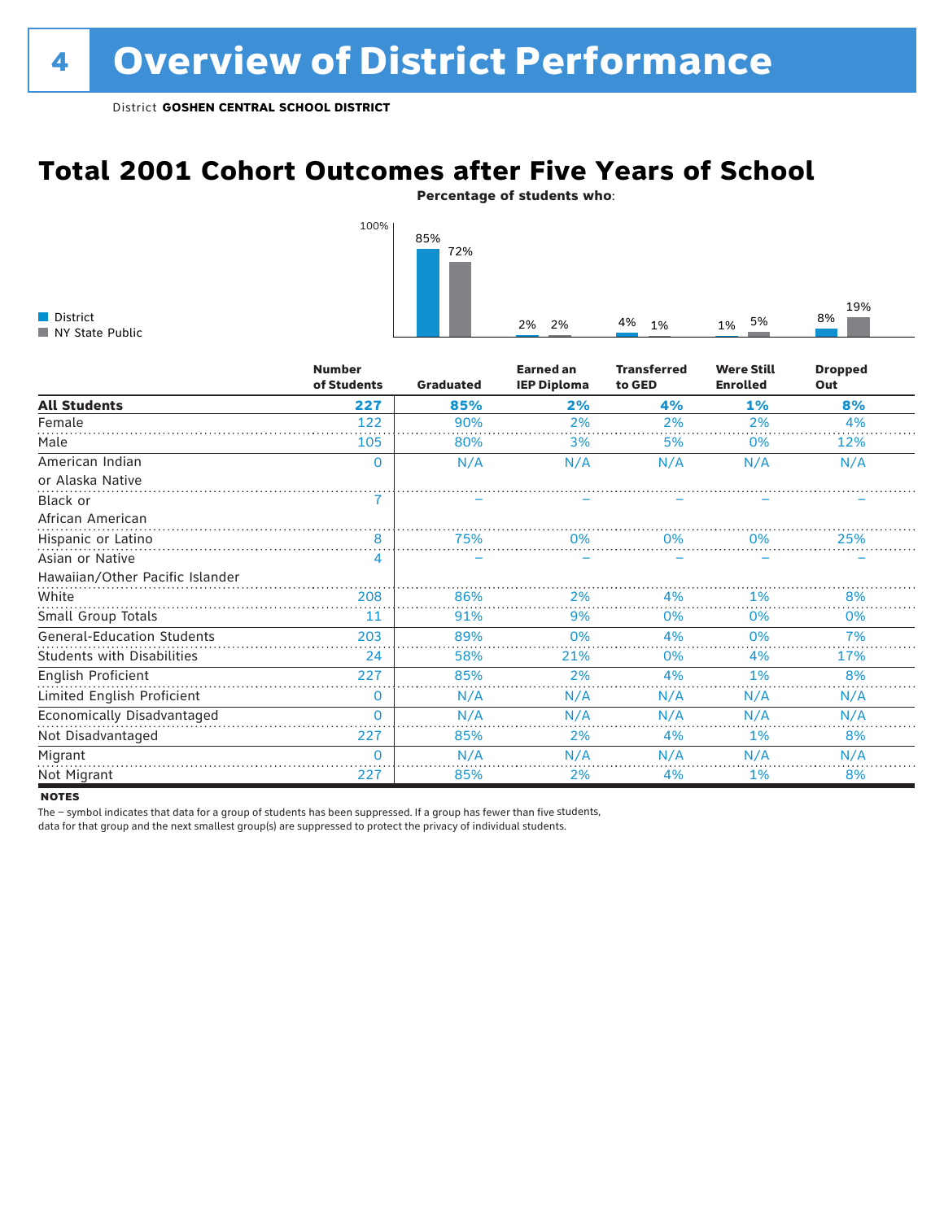# 4 Overview of District Performance

District **GOSHEN CENTRAL SCHOOL DISTRICT**

## Total 2001 Cohort Outcomes after Five Years of School

**Percentage of students who:**

100%

85% 72%

2% 2%

4% 1%

1% 5%

8% 19%

District
NY State Public

| | Number of Students | Graduated | Earned an IEP Diploma | Transferred to GED | Were Still Enrolled | Dropped Out |
|---|---|---|---|---|---|---|
| **All Students** | **227** | **85%** | **2%** | **4%** | **1%** | **8%** |
| Female | 122 | 90% | 2% | 2% | 2% | 4% |
| Male | 105 | 80% | 3% | 5% | 0% | 12% |
| American Indian or Alaska Native | 0 | N/A | N/A | N/A | N/A | N/A |
| Black or African American | 7 | – | – | – | – | – |
| Hispanic or Latino | 8 | 75% | 0% | 0% | 0% | 25% |
| Asian or Native Hawaiian/Other Pacific Islander | 4 | – | – | – | – | – |
| White | 208 | 86% | 2% | 4% | 1% | 8% |
| Small Group Totals | 11 | 91% | 9% | 0% | 0% | 0% |
| General-Education Students | 203 | 89% | 0% | 4% | 0% | 7% |
| Students with Disabilities | 24 | 58% | 21% | 0% | 4% | 17% |
| English Proficient | 227 | 85% | 2% | 4% | 1% | 8% |
| Limited English Proficient | 0 | N/A | N/A | N/A | N/A | N/A |
| Economically Disadvantaged | 0 | N/A | N/A | N/A | N/A | N/A |
| Not Disadvantaged | 227 | 85% | 2% | 4% | 1% | 8% |
| Migrant | 0 | N/A | N/A | N/A | N/A | N/A |
| Not Migrant | 227 | 85% | 2% | 4% | 1% | 8% |

**NOTES**

The – symbol indicates that data for a group of students has been suppressed. If a group has fewer than five students, data for that group and the next smallest group(s) are suppressed to protect the privacy of individual students.